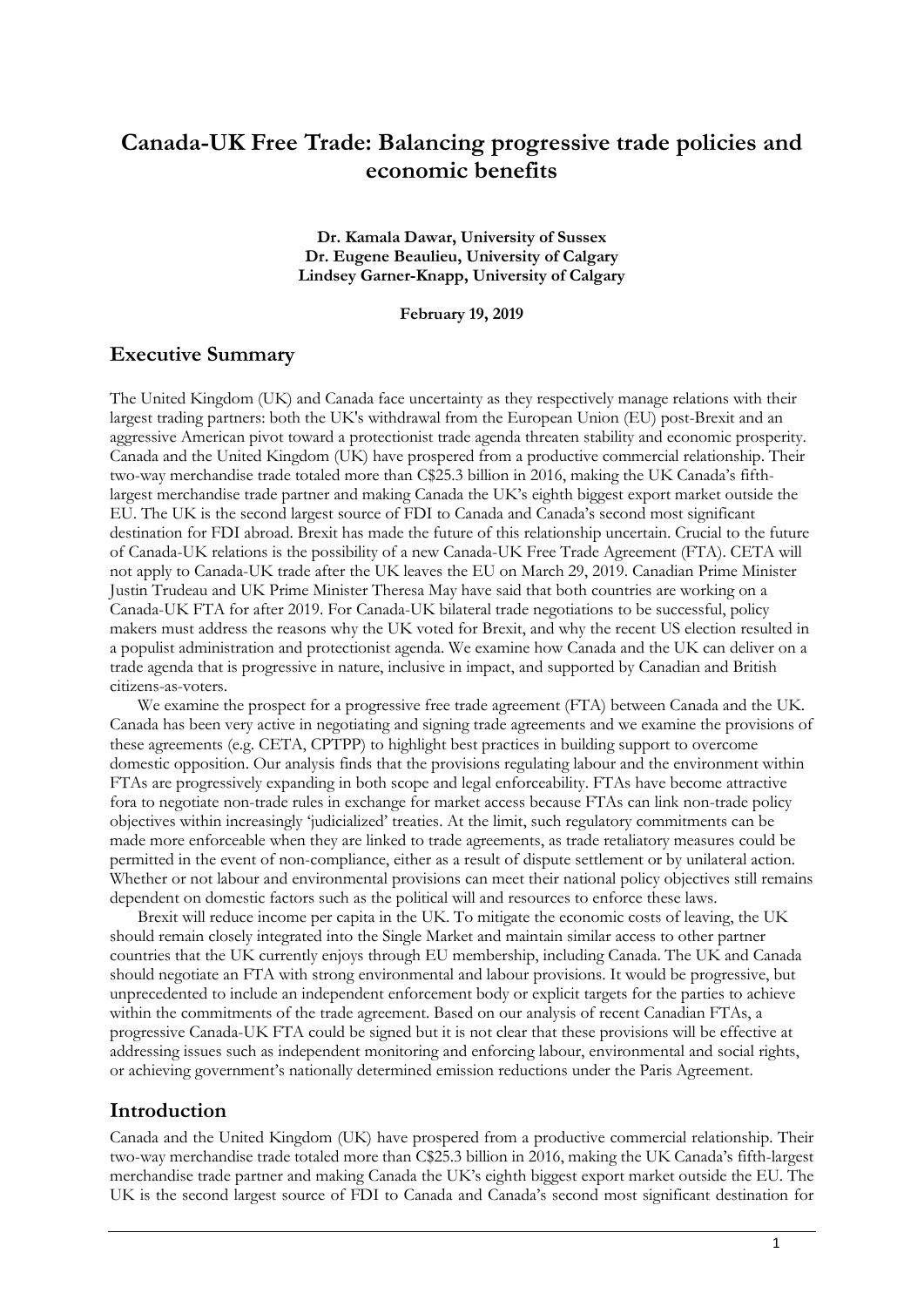# Canada-UK Free Trade: Balancing progressive trade policies and economic benefits

**Dr. Kamala Dawar, University of Sussex**
**Dr. Eugene Beaulieu, University of Calgary**
**Lindsey Garner-Knapp, University of Calgary**

**February 19, 2019**

## Executive Summary

The United Kingdom (UK) and Canada face uncertainty as they respectively manage relations with their largest trading partners: both the UK's withdrawal from the European Union (EU) post-Brexit and an aggressive American pivot toward a protectionist trade agenda threaten stability and economic prosperity. Canada and the United Kingdom (UK) have prospered from a productive commercial relationship. Their two-way merchandise trade totaled more than C$25.3 billion in 2016, making the UK Canada's fifth-largest merchandise trade partner and making Canada the UK's eighth biggest export market outside the EU. The UK is the second largest source of FDI to Canada and Canada's second most significant destination for FDI abroad. Brexit has made the future of this relationship uncertain. Crucial to the future of Canada-UK relations is the possibility of a new Canada-UK Free Trade Agreement (FTA). CETA will not apply to Canada-UK trade after the UK leaves the EU on March 29, 2019. Canadian Prime Minister Justin Trudeau and UK Prime Minister Theresa May have said that both countries are working on a Canada-UK FTA for after 2019. For Canada-UK bilateral trade negotiations to be successful, policy makers must address the reasons why the UK voted for Brexit, and why the recent US election resulted in a populist administration and protectionist agenda. We examine how Canada and the UK can deliver on a trade agenda that is progressive in nature, inclusive in impact, and supported by Canadian and British citizens-as-voters.

We examine the prospect for a progressive free trade agreement (FTA) between Canada and the UK. Canada has been very active in negotiating and signing trade agreements and we examine the provisions of these agreements (e.g. CETA, CPTPP) to highlight best practices in building support to overcome domestic opposition. Our analysis finds that the provisions regulating labour and the environment within FTAs are progressively expanding in both scope and legal enforceability. FTAs have become attractive fora to negotiate non-trade rules in exchange for market access because FTAs can link non-trade policy objectives within increasingly 'judicialized' treaties. At the limit, such regulatory commitments can be made more enforceable when they are linked to trade agreements, as trade retaliatory measures could be permitted in the event of non-compliance, either as a result of dispute settlement or by unilateral action. Whether or not labour and environmental provisions can meet their national policy objectives still remains dependent on domestic factors such as the political will and resources to enforce these laws.

Brexit will reduce income per capita in the UK. To mitigate the economic costs of leaving, the UK should remain closely integrated into the Single Market and maintain similar access to other partner countries that the UK currently enjoys through EU membership, including Canada. The UK and Canada should negotiate an FTA with strong environmental and labour provisions. It would be progressive, but unprecedented to include an independent enforcement body or explicit targets for the parties to achieve within the commitments of the trade agreement. Based on our analysis of recent Canadian FTAs, a progressive Canada-UK FTA could be signed but it is not clear that these provisions will be effective at addressing issues such as independent monitoring and enforcing labour, environmental and social rights, or achieving government's nationally determined emission reductions under the Paris Agreement.

## Introduction

Canada and the United Kingdom (UK) have prospered from a productive commercial relationship. Their two-way merchandise trade totaled more than C$25.3 billion in 2016, making the UK Canada's fifth-largest merchandise trade partner and making Canada the UK's eighth biggest export market outside the EU. The UK is the second largest source of FDI to Canada and Canada's second most significant destination for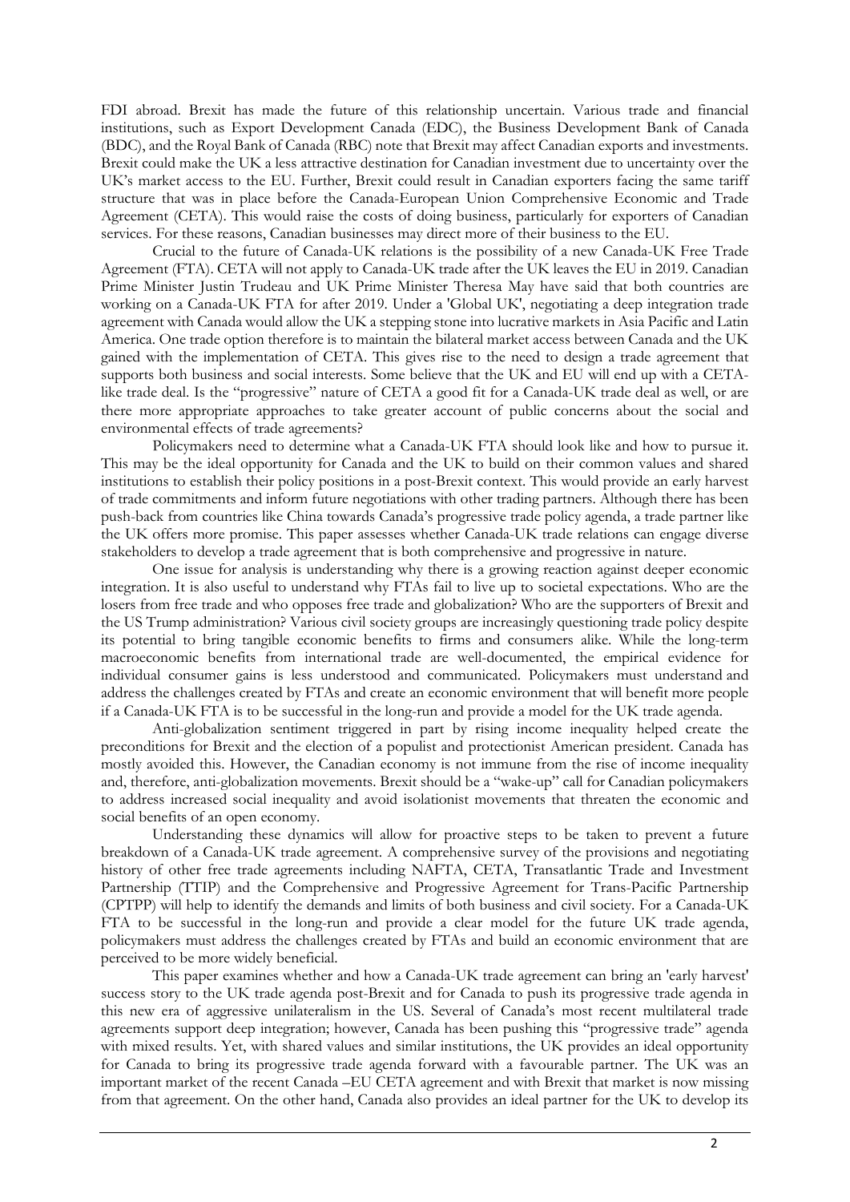FDI abroad. Brexit has made the future of this relationship uncertain. Various trade and financial institutions, such as Export Development Canada (EDC), the Business Development Bank of Canada (BDC), and the Royal Bank of Canada (RBC) note that Brexit may affect Canadian exports and investments. Brexit could make the UK a less attractive destination for Canadian investment due to uncertainty over the UK's market access to the EU. Further, Brexit could result in Canadian exporters facing the same tariff structure that was in place before the Canada-European Union Comprehensive Economic and Trade Agreement (CETA). This would raise the costs of doing business, particularly for exporters of Canadian services. For these reasons, Canadian businesses may direct more of their business to the EU.

Crucial to the future of Canada-UK relations is the possibility of a new Canada-UK Free Trade Agreement (FTA). CETA will not apply to Canada-UK trade after the UK leaves the EU in 2019. Canadian Prime Minister Justin Trudeau and UK Prime Minister Theresa May have said that both countries are working on a Canada-UK FTA for after 2019. Under a 'Global UK', negotiating a deep integration trade agreement with Canada would allow the UK a stepping stone into lucrative markets in Asia Pacific and Latin America. One trade option therefore is to maintain the bilateral market access between Canada and the UK gained with the implementation of CETA. This gives rise to the need to design a trade agreement that supports both business and social interests. Some believe that the UK and EU will end up with a CETA-like trade deal. Is the "progressive" nature of CETA a good fit for a Canada-UK trade deal as well, or are there more appropriate approaches to take greater account of public concerns about the social and environmental effects of trade agreements?

Policymakers need to determine what a Canada-UK FTA should look like and how to pursue it. This may be the ideal opportunity for Canada and the UK to build on their common values and shared institutions to establish their policy positions in a post-Brexit context. This would provide an early harvest of trade commitments and inform future negotiations with other trading partners. Although there has been push-back from countries like China towards Canada's progressive trade policy agenda, a trade partner like the UK offers more promise. This paper assesses whether Canada-UK trade relations can engage diverse stakeholders to develop a trade agreement that is both comprehensive and progressive in nature.

One issue for analysis is understanding why there is a growing reaction against deeper economic integration. It is also useful to understand why FTAs fail to live up to societal expectations. Who are the losers from free trade and who opposes free trade and globalization? Who are the supporters of Brexit and the US Trump administration? Various civil society groups are increasingly questioning trade policy despite its potential to bring tangible economic benefits to firms and consumers alike. While the long-term macroeconomic benefits from international trade are well-documented, the empirical evidence for individual consumer gains is less understood and communicated. Policymakers must understand and address the challenges created by FTAs and create an economic environment that will benefit more people if a Canada-UK FTA is to be successful in the long-run and provide a model for the UK trade agenda.

Anti-globalization sentiment triggered in part by rising income inequality helped create the preconditions for Brexit and the election of a populist and protectionist American president. Canada has mostly avoided this. However, the Canadian economy is not immune from the rise of income inequality and, therefore, anti-globalization movements. Brexit should be a "wake-up" call for Canadian policymakers to address increased social inequality and avoid isolationist movements that threaten the economic and social benefits of an open economy.

Understanding these dynamics will allow for proactive steps to be taken to prevent a future breakdown of a Canada-UK trade agreement. A comprehensive survey of the provisions and negotiating history of other free trade agreements including NAFTA, CETA, Transatlantic Trade and Investment Partnership (TTIP) and the Comprehensive and Progressive Agreement for Trans-Pacific Partnership (CPTPP) will help to identify the demands and limits of both business and civil society. For a Canada-UK FTA to be successful in the long-run and provide a clear model for the future UK trade agenda, policymakers must address the challenges created by FTAs and build an economic environment that are perceived to be more widely beneficial.

This paper examines whether and how a Canada-UK trade agreement can bring an 'early harvest' success story to the UK trade agenda post-Brexit and for Canada to push its progressive trade agenda in this new era of aggressive unilateralism in the US. Several of Canada's most recent multilateral trade agreements support deep integration; however, Canada has been pushing this "progressive trade" agenda with mixed results. Yet, with shared values and similar institutions, the UK provides an ideal opportunity for Canada to bring its progressive trade agenda forward with a favourable partner. The UK was an important market of the recent Canada –EU CETA agreement and with Brexit that market is now missing from that agreement. On the other hand, Canada also provides an ideal partner for the UK to develop its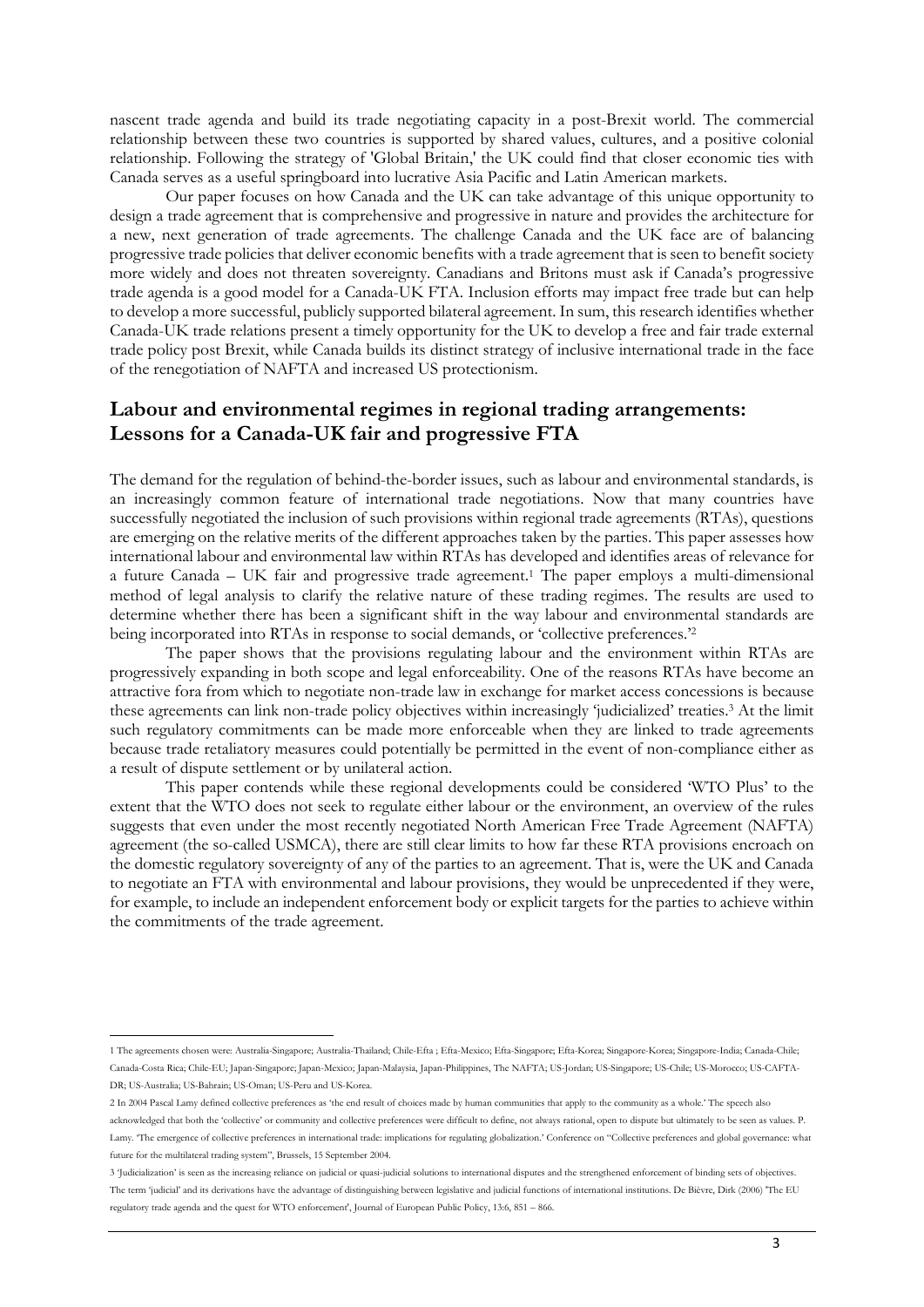nascent trade agenda and build its trade negotiating capacity in a post-Brexit world. The commercial relationship between these two countries is supported by shared values, cultures, and a positive colonial relationship. Following the strategy of 'Global Britain,' the UK could find that closer economic ties with Canada serves as a useful springboard into lucrative Asia Pacific and Latin American markets.

Our paper focuses on how Canada and the UK can take advantage of this unique opportunity to design a trade agreement that is comprehensive and progressive in nature and provides the architecture for a new, next generation of trade agreements. The challenge Canada and the UK face are of balancing progressive trade policies that deliver economic benefits with a trade agreement that is seen to benefit society more widely and does not threaten sovereignty. Canadians and Britons must ask if Canada's progressive trade agenda is a good model for a Canada-UK FTA. Inclusion efforts may impact free trade but can help to develop a more successful, publicly supported bilateral agreement. In sum, this research identifies whether Canada-UK trade relations present a timely opportunity for the UK to develop a free and fair trade external trade policy post Brexit, while Canada builds its distinct strategy of inclusive international trade in the face of the renegotiation of NAFTA and increased US protectionism.

## Labour and environmental regimes in regional trading arrangements: Lessons for a Canada-UK fair and progressive FTA

The demand for the regulation of behind-the-border issues, such as labour and environmental standards, is an increasingly common feature of international trade negotiations. Now that many countries have successfully negotiated the inclusion of such provisions within regional trade agreements (RTAs), questions are emerging on the relative merits of the different approaches taken by the parties. This paper assesses how international labour and environmental law within RTAs has developed and identifies areas of relevance for a future Canada – UK fair and progressive trade agreement.[1] The paper employs a multi-dimensional method of legal analysis to clarify the relative nature of these trading regimes. The results are used to determine whether there has been a significant shift in the way labour and environmental standards are being incorporated into RTAs in response to social demands, or 'collective preferences.'[2]

The paper shows that the provisions regulating labour and the environment within RTAs are progressively expanding in both scope and legal enforceability. One of the reasons RTAs have become an attractive fora from which to negotiate non-trade law in exchange for market access concessions is because these agreements can link non-trade policy objectives within increasingly 'judicialized' treaties.[3] At the limit such regulatory commitments can be made more enforceable when they are linked to trade agreements because trade retaliatory measures could potentially be permitted in the event of non-compliance either as a result of dispute settlement or by unilateral action.

This paper contends while these regional developments could be considered 'WTO Plus' to the extent that the WTO does not seek to regulate either labour or the environment, an overview of the rules suggests that even under the most recently negotiated North American Free Trade Agreement (NAFTA) agreement (the so-called USMCA), there are still clear limits to how far these RTA provisions encroach on the domestic regulatory sovereignty of any of the parties to an agreement. That is, were the UK and Canada to negotiate an FTA with environmental and labour provisions, they would be unprecedented if they were, for example, to include an independent enforcement body or explicit targets for the parties to achieve within the commitments of the trade agreement.

---

1 The agreements chosen were: Australia-Singapore; Australia-Thailand; Chile-Efta ; Efta-Mexico; Efta-Singapore; Efta-Korea; Singapore-Korea; Singapore-India; Canada-Chile; Canada-Costa Rica; Chile-EU; Japan-Singapore; Japan-Mexico; Japan-Malaysia, Japan-Philippines, The NAFTA; US-Jordan; US-Singapore; US-Chile; US-Morocco; US-CAFTA-DR; US-Australia; US-Bahrain; US-Oman; US-Peru and US-Korea.

2 In 2004 Pascal Lamy defined collective preferences as 'the end result of choices made by human communities that apply to the community as a whole.' The speech also acknowledged that both the 'collective' or community and collective preferences were difficult to define, not always rational, open to dispute but ultimately to be seen as values. P. Lamy. 'The emergence of collective preferences in international trade: implications for regulating globalization.' Conference on "Collective preferences and global governance: what future for the multilateral trading system", Brussels, 15 September 2004.

3 'Judicialization' is seen as the increasing reliance on judicial or quasi-judicial solutions to international disputes and the strengthened enforcement of binding sets of objectives. The term 'judicial' and its derivations have the advantage of distinguishing between legislative and judicial functions of international institutions. De Bièvre, Dirk (2006) 'The EU regulatory trade agenda and the quest for WTO enforcement', Journal of European Public Policy, 13:6, 851 – 866.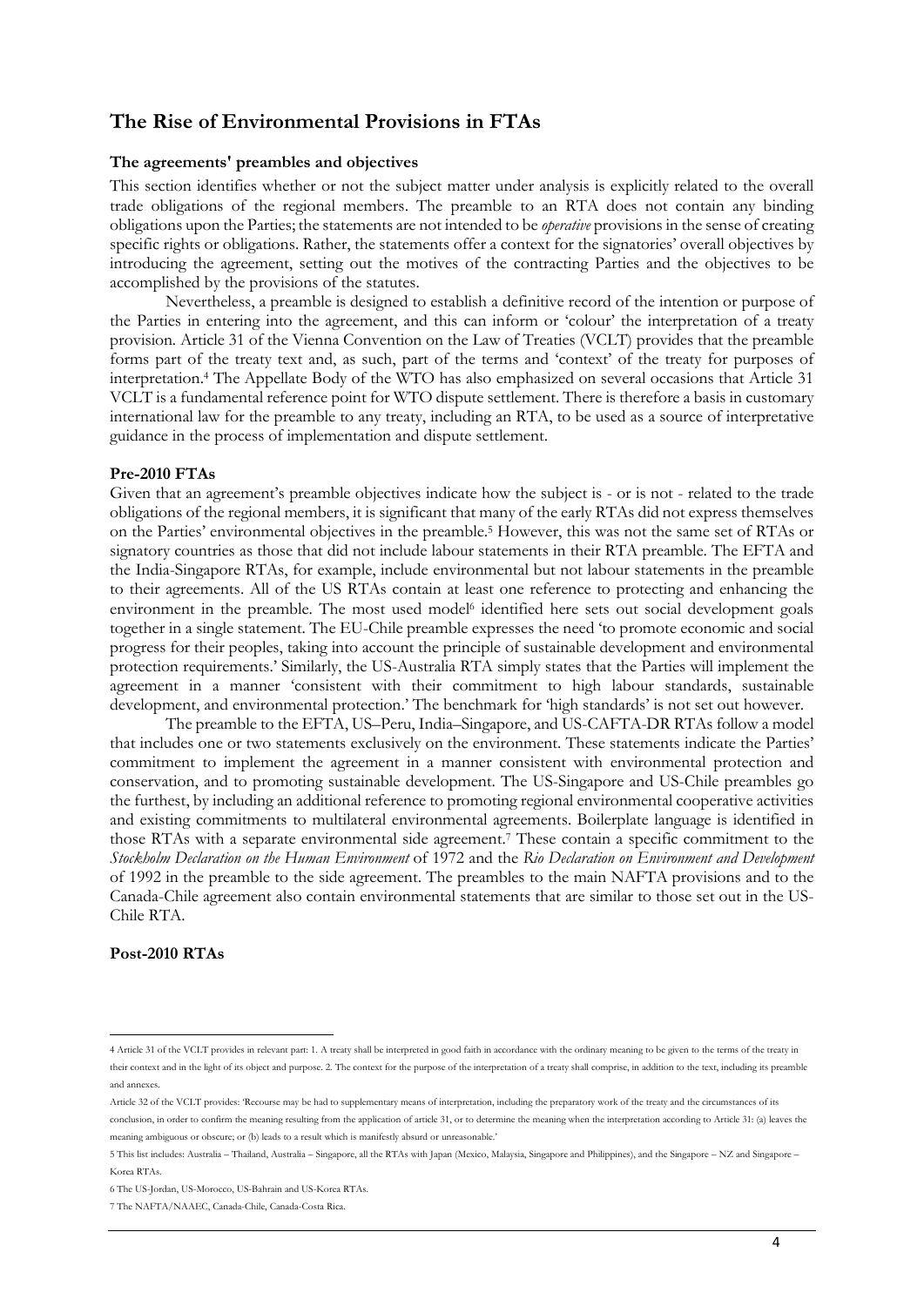## The Rise of Environmental Provisions in FTAs

### The agreements' preambles and objectives

This section identifies whether or not the subject matter under analysis is explicitly related to the overall trade obligations of the regional members. The preamble to an RTA does not contain any binding obligations upon the Parties; the statements are not intended to be *operative* provisions in the sense of creating specific rights or obligations. Rather, the statements offer a context for the signatories' overall objectives by introducing the agreement, setting out the motives of the contracting Parties and the objectives to be accomplished by the provisions of the statutes.

Nevertheless, a preamble is designed to establish a definitive record of the intention or purpose of the Parties in entering into the agreement, and this can inform or 'colour' the interpretation of a treaty provision. Article 31 of the Vienna Convention on the Law of Treaties (VCLT) provides that the preamble forms part of the treaty text and, as such, part of the terms and 'context' of the treaty for purposes of interpretation.[4] The Appellate Body of the WTO has also emphasized on several occasions that Article 31 VCLT is a fundamental reference point for WTO dispute settlement. There is therefore a basis in customary international law for the preamble to any treaty, including an RTA, to be used as a source of interpretative guidance in the process of implementation and dispute settlement.

### Pre-2010 FTAs

Given that an agreement's preamble objectives indicate how the subject is - or is not - related to the trade obligations of the regional members, it is significant that many of the early RTAs did not express themselves on the Parties' environmental objectives in the preamble.[5] However, this was not the same set of RTAs or signatory countries as those that did not include labour statements in their RTA preamble. The EFTA and the India-Singapore RTAs, for example, include environmental but not labour statements in the preamble to their agreements. All of the US RTAs contain at least one reference to protecting and enhancing the environment in the preamble. The most used model[6] identified here sets out social development goals together in a single statement. The EU-Chile preamble expresses the need 'to promote economic and social progress for their peoples, taking into account the principle of sustainable development and environmental protection requirements.' Similarly, the US-Australia RTA simply states that the Parties will implement the agreement in a manner 'consistent with their commitment to high labour standards, sustainable development, and environmental protection.' The benchmark for 'high standards' is not set out however.

The preamble to the EFTA, US–Peru, India–Singapore, and US-CAFTA-DR RTAs follow a model that includes one or two statements exclusively on the environment. These statements indicate the Parties' commitment to implement the agreement in a manner consistent with environmental protection and conservation, and to promoting sustainable development. The US-Singapore and US-Chile preambles go the furthest, by including an additional reference to promoting regional environmental cooperative activities and existing commitments to multilateral environmental agreements. Boilerplate language is identified in those RTAs with a separate environmental side agreement.[7] These contain a specific commitment to the *Stockholm Declaration on the Human Environment* of 1972 and the *Rio Declaration on Environment and Development* of 1992 in the preamble to the side agreement. The preambles to the main NAFTA provisions and to the Canada-Chile agreement also contain environmental statements that are similar to those set out in the US-Chile RTA.

### Post-2010 RTAs

---

4 Article 31 of the VCLT provides in relevant part: 1. A treaty shall be interpreted in good faith in accordance with the ordinary meaning to be given to the terms of the treaty in their context and in the light of its object and purpose. 2. The context for the purpose of the interpretation of a treaty shall comprise, in addition to the text, including its preamble and annexes.

Article 32 of the VCLT provides: 'Recourse may be had to supplementary means of interpretation, including the preparatory work of the treaty and the circumstances of its conclusion, in order to confirm the meaning resulting from the application of article 31, or to determine the meaning when the interpretation according to Article 31: (a) leaves the meaning ambiguous or obscure; or (b) leads to a result which is manifestly absurd or unreasonable.'

5 This list includes: Australia – Thailand, Australia – Singapore, all the RTAs with Japan (Mexico, Malaysia, Singapore and Philippines), and the Singapore – NZ and Singapore – Korea RTAs.

6 The US-Jordan, US-Morocco, US-Bahrain and US-Korea RTAs.

7 The NAFTA/NAAEC, Canada-Chile, Canada-Costa Rica.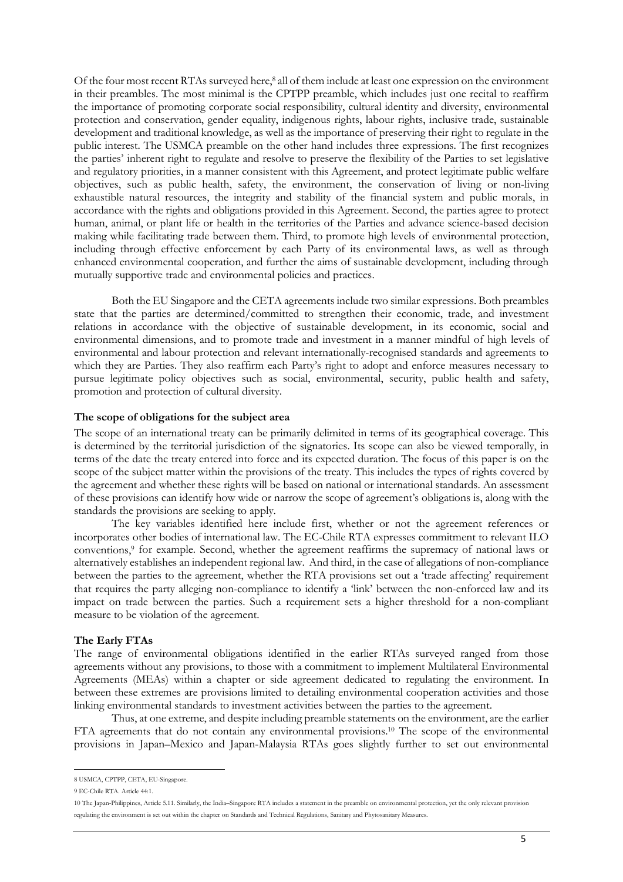Of the four most recent RTAs surveyed here,[8] all of them include at least one expression on the environment in their preambles. The most minimal is the CPTPP preamble, which includes just one recital to reaffirm the importance of promoting corporate social responsibility, cultural identity and diversity, environmental protection and conservation, gender equality, indigenous rights, labour rights, inclusive trade, sustainable development and traditional knowledge, as well as the importance of preserving their right to regulate in the public interest. The USMCA preamble on the other hand includes three expressions. The first recognizes the parties' inherent right to regulate and resolve to preserve the flexibility of the Parties to set legislative and regulatory priorities, in a manner consistent with this Agreement, and protect legitimate public welfare objectives, such as public health, safety, the environment, the conservation of living or non-living exhaustible natural resources, the integrity and stability of the financial system and public morals, in accordance with the rights and obligations provided in this Agreement. Second, the parties agree to protect human, animal, or plant life or health in the territories of the Parties and advance science-based decision making while facilitating trade between them. Third, to promote high levels of environmental protection, including through effective enforcement by each Party of its environmental laws, as well as through enhanced environmental cooperation, and further the aims of sustainable development, including through mutually supportive trade and environmental policies and practices.

Both the EU Singapore and the CETA agreements include two similar expressions. Both preambles state that the parties are determined/committed to strengthen their economic, trade, and investment relations in accordance with the objective of sustainable development, in its economic, social and environmental dimensions, and to promote trade and investment in a manner mindful of high levels of environmental and labour protection and relevant internationally-recognised standards and agreements to which they are Parties. They also reaffirm each Party's right to adopt and enforce measures necessary to pursue legitimate policy objectives such as social, environmental, security, public health and safety, promotion and protection of cultural diversity.

**The scope of obligations for the subject area**

The scope of an international treaty can be primarily delimited in terms of its geographical coverage. This is determined by the territorial jurisdiction of the signatories. Its scope can also be viewed temporally, in terms of the date the treaty entered into force and its expected duration. The focus of this paper is on the scope of the subject matter within the provisions of the treaty. This includes the types of rights covered by the agreement and whether these rights will be based on national or international standards. An assessment of these provisions can identify how wide or narrow the scope of agreement's obligations is, along with the standards the provisions are seeking to apply.

The key variables identified here include first, whether or not the agreement references or incorporates other bodies of international law. The EC-Chile RTA expresses commitment to relevant ILO conventions,[9] for example. Second, whether the agreement reaffirms the supremacy of national laws or alternatively establishes an independent regional law. And third, in the case of allegations of non-compliance between the parties to the agreement, whether the RTA provisions set out a 'trade affecting' requirement that requires the party alleging non-compliance to identify a 'link' between the non-enforced law and its impact on trade between the parties. Such a requirement sets a higher threshold for a non-compliant measure to be violation of the agreement.

**The Early FTAs**

The range of environmental obligations identified in the earlier RTAs surveyed ranged from those agreements without any provisions, to those with a commitment to implement Multilateral Environmental Agreements (MEAs) within a chapter or side agreement dedicated to regulating the environment. In between these extremes are provisions limited to detailing environmental cooperation activities and those linking environmental standards to investment activities between the parties to the agreement.

Thus, at one extreme, and despite including preamble statements on the environment, are the earlier FTA agreements that do not contain any environmental provisions.[10] The scope of the environmental provisions in Japan–Mexico and Japan-Malaysia RTAs goes slightly further to set out environmental

8 USMCA, CPTPP, CETA, EU-Singapore.

9 EC-Chile RTA. Article 44:1.

10 The Japan-Philippines, Article 5.11. Similarly, the India–Singapore RTA includes a statement in the preamble on environmental protection, yet the only relevant provision regulating the environment is set out within the chapter on Standards and Technical Regulations, Sanitary and Phytosanitary Measures.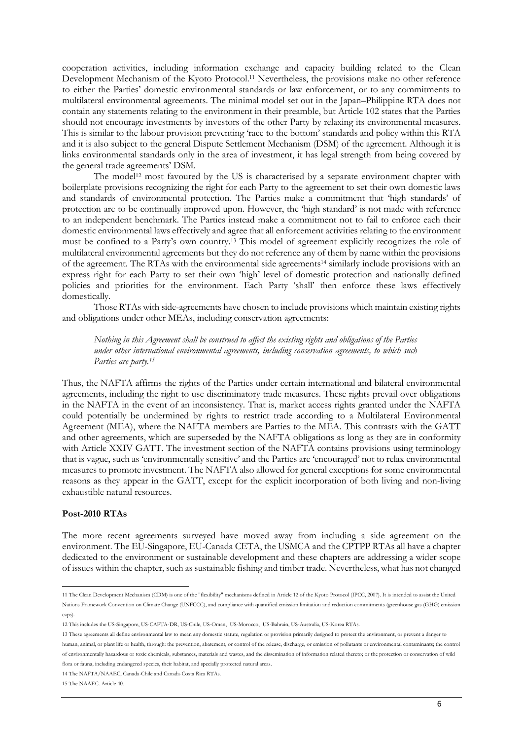cooperation activities, including information exchange and capacity building related to the Clean Development Mechanism of the Kyoto Protocol.[11] Nevertheless, the provisions make no other reference to either the Parties' domestic environmental standards or law enforcement, or to any commitments to multilateral environmental agreements. The minimal model set out in the Japan–Philippine RTA does not contain any statements relating to the environment in their preamble, but Article 102 states that the Parties should not encourage investments by investors of the other Party by relaxing its environmental measures. This is similar to the labour provision preventing 'race to the bottom' standards and policy within this RTA and it is also subject to the general Dispute Settlement Mechanism (DSM) of the agreement. Although it is links environmental standards only in the area of investment, it has legal strength from being covered by the general trade agreements' DSM.

The model[12] most favoured by the US is characterised by a separate environment chapter with boilerplate provisions recognizing the right for each Party to the agreement to set their own domestic laws and standards of environmental protection. The Parties make a commitment that 'high standards' of protection are to be continually improved upon. However, the 'high standard' is not made with reference to an independent benchmark. The Parties instead make a commitment not to fail to enforce each their domestic environmental laws effectively and agree that all enforcement activities relating to the environment must be confined to a Party's own country.[13] This model of agreement explicitly recognizes the role of multilateral environmental agreements but they do not reference any of them by name within the provisions of the agreement. The RTAs with the environmental side agreements[14] similarly include provisions with an express right for each Party to set their own 'high' level of domestic protection and nationally defined policies and priorities for the environment. Each Party 'shall' then enforce these laws effectively domestically.

Those RTAs with side-agreements have chosen to include provisions which maintain existing rights and obligations under other MEAs, including conservation agreements:

> *Nothing in this Agreement shall be construed to affect the existing rights and obligations of the Parties under other international environmental agreements, including conservation agreements, to which such Parties are party.*[15]

Thus, the NAFTA affirms the rights of the Parties under certain international and bilateral environmental agreements, including the right to use discriminatory trade measures. These rights prevail over obligations in the NAFTA in the event of an inconsistency. That is, market access rights granted under the NAFTA could potentially be undermined by rights to restrict trade according to a Multilateral Environmental Agreement (MEA), where the NAFTA members are Parties to the MEA. This contrasts with the GATT and other agreements, which are superseded by the NAFTA obligations as long as they are in conformity with Article XXIV GATT. The investment section of the NAFTA contains provisions using terminology that is vague, such as 'environmentally sensitive' and the Parties are 'encouraged' not to relax environmental measures to promote investment. The NAFTA also allowed for general exceptions for some environmental reasons as they appear in the GATT, except for the explicit incorporation of both living and non-living exhaustible natural resources.

**Post-2010 RTAs**

The more recent agreements surveyed have moved away from including a side agreement on the environment. The EU-Singapore, EU-Canada CETA, the USMCA and the CPTPP RTAs all have a chapter dedicated to the environment or sustainable development and these chapters are addressing a wider scope of issues within the chapter, such as sustainable fishing and timber trade. Nevertheless, what has not changed

---

11 The Clean Development Mechanism (CDM) is one of the "flexibility" mechanisms defined in Article 12 of the Kyoto Protocol (IPCC, 2007). It is intended to assist the United Nations Framework Convention on Climate Change (UNFCCC), and compliance with quantified emission limitation and reduction commitments (greenhouse gas (GHG) emission caps).

12 This includes the US-Singapore, US-CAFTA-DR, US-Chile, US-Oman, US-Morocco, US-Bahrain, US-Australia, US-Korea RTAs.

13 These agreements all define environmental law to mean any domestic statute, regulation or provision primarily designed to protect the environment, or prevent a danger to human, animal, or plant life or health, through: the prevention, abatement, or control of the release, discharge, or emission of pollutants or environmental contaminants; the control of environmentally hazardous or toxic chemicals, substances, materials and wastes, and the dissemination of information related thereto; or the protection or conservation of wild flora or fauna, including endangered species, their habitat, and specially protected natural areas.

14 The NAFTA/NAAEC, Canada-Chile and Canada-Costa Rica RTAs.

15 The NAAEC. Article 40.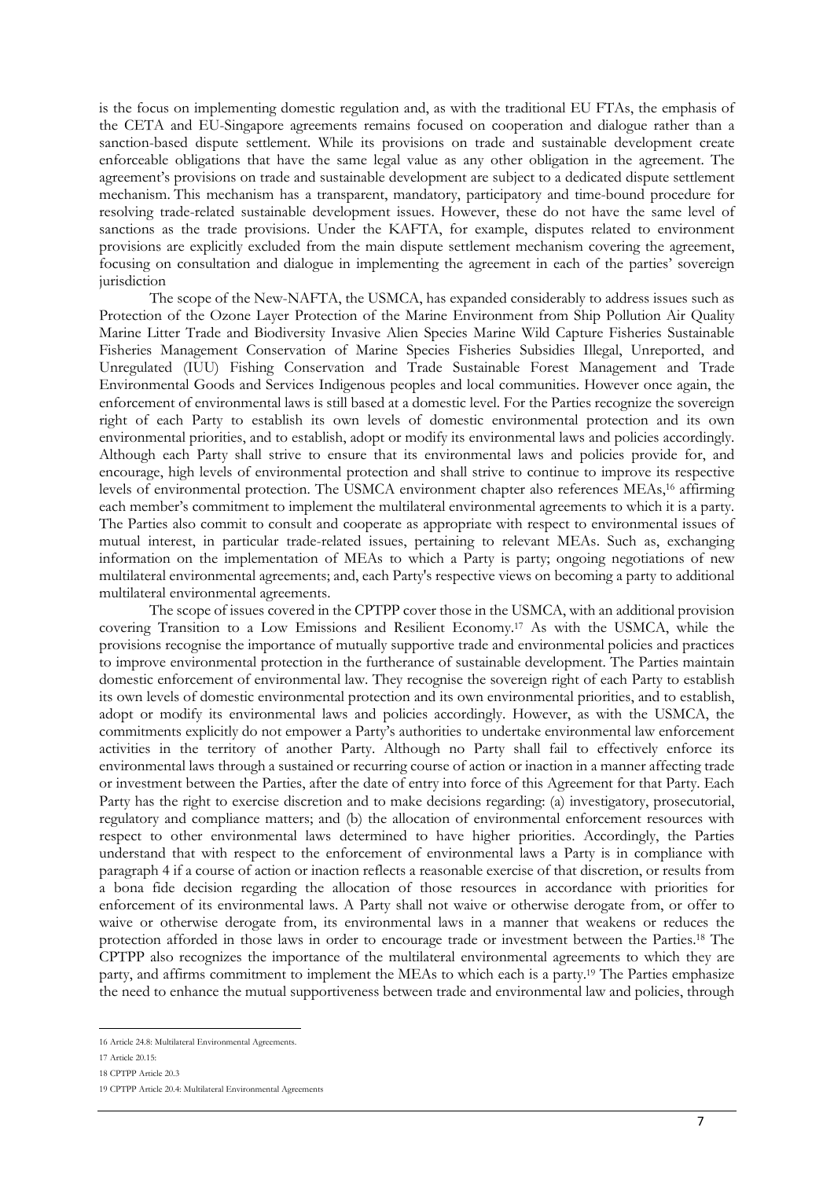is the focus on implementing domestic regulation and, as with the traditional EU FTAs, the emphasis of the CETA and EU-Singapore agreements remains focused on cooperation and dialogue rather than a sanction-based dispute settlement. While its provisions on trade and sustainable development create enforceable obligations that have the same legal value as any other obligation in the agreement. The agreement's provisions on trade and sustainable development are subject to a dedicated dispute settlement mechanism. This mechanism has a transparent, mandatory, participatory and time-bound procedure for resolving trade-related sustainable development issues. However, these do not have the same level of sanctions as the trade provisions. Under the KAFTA, for example, disputes related to environment provisions are explicitly excluded from the main dispute settlement mechanism covering the agreement, focusing on consultation and dialogue in implementing the agreement in each of the parties' sovereign jurisdiction

The scope of the New-NAFTA, the USMCA, has expanded considerably to address issues such as Protection of the Ozone Layer Protection of the Marine Environment from Ship Pollution Air Quality Marine Litter Trade and Biodiversity Invasive Alien Species Marine Wild Capture Fisheries Sustainable Fisheries Management Conservation of Marine Species Fisheries Subsidies Illegal, Unreported, and Unregulated (IUU) Fishing Conservation and Trade Sustainable Forest Management and Trade Environmental Goods and Services Indigenous peoples and local communities. However once again, the enforcement of environmental laws is still based at a domestic level. For the Parties recognize the sovereign right of each Party to establish its own levels of domestic environmental protection and its own environmental priorities, and to establish, adopt or modify its environmental laws and policies accordingly. Although each Party shall strive to ensure that its environmental laws and policies provide for, and encourage, high levels of environmental protection and shall strive to continue to improve its respective levels of environmental protection. The USMCA environment chapter also references MEAs,[16] affirming each member's commitment to implement the multilateral environmental agreements to which it is a party. The Parties also commit to consult and cooperate as appropriate with respect to environmental issues of mutual interest, in particular trade-related issues, pertaining to relevant MEAs. Such as, exchanging information on the implementation of MEAs to which a Party is party; ongoing negotiations of new multilateral environmental agreements; and, each Party's respective views on becoming a party to additional multilateral environmental agreements.

The scope of issues covered in the CPTPP cover those in the USMCA, with an additional provision covering Transition to a Low Emissions and Resilient Economy.[17] As with the USMCA, while the provisions recognise the importance of mutually supportive trade and environmental policies and practices to improve environmental protection in the furtherance of sustainable development. The Parties maintain domestic enforcement of environmental law. They recognise the sovereign right of each Party to establish its own levels of domestic environmental protection and its own environmental priorities, and to establish, adopt or modify its environmental laws and policies accordingly. However, as with the USMCA, the commitments explicitly do not empower a Party's authorities to undertake environmental law enforcement activities in the territory of another Party. Although no Party shall fail to effectively enforce its environmental laws through a sustained or recurring course of action or inaction in a manner affecting trade or investment between the Parties, after the date of entry into force of this Agreement for that Party. Each Party has the right to exercise discretion and to make decisions regarding: (a) investigatory, prosecutorial, regulatory and compliance matters; and (b) the allocation of environmental enforcement resources with respect to other environmental laws determined to have higher priorities. Accordingly, the Parties understand that with respect to the enforcement of environmental laws a Party is in compliance with paragraph 4 if a course of action or inaction reflects a reasonable exercise of that discretion, or results from a bona fide decision regarding the allocation of those resources in accordance with priorities for enforcement of its environmental laws. A Party shall not waive or otherwise derogate from, or offer to waive or otherwise derogate from, its environmental laws in a manner that weakens or reduces the protection afforded in those laws in order to encourage trade or investment between the Parties.[18] The CPTPP also recognizes the importance of the multilateral environmental agreements to which they are party, and affirms commitment to implement the MEAs to which each is a party.[19] The Parties emphasize the need to enhance the mutual supportiveness between trade and environmental law and policies, through

---

16 Article 24.8: Multilateral Environmental Agreements.

17 Article 20.15:

18 CPTPP Article 20.3

19 CPTPP Article 20.4: Multilateral Environmental Agreements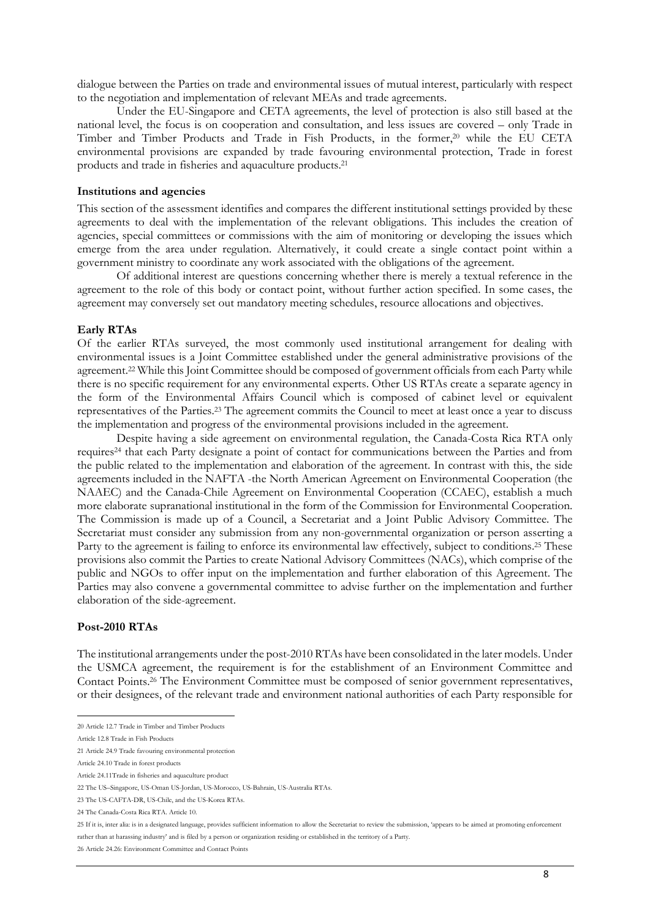dialogue between the Parties on trade and environmental issues of mutual interest, particularly with respect to the negotiation and implementation of relevant MEAs and trade agreements.

Under the EU-Singapore and CETA agreements, the level of protection is also still based at the national level, the focus is on cooperation and consultation, and less issues are covered – only Trade in Timber and Timber Products and Trade in Fish Products, in the former,[20] while the EU CETA environmental provisions are expanded by trade favouring environmental protection, Trade in forest products and trade in fisheries and aquaculture products.[21]

**Institutions and agencies**

This section of the assessment identifies and compares the different institutional settings provided by these agreements to deal with the implementation of the relevant obligations. This includes the creation of agencies, special committees or commissions with the aim of monitoring or developing the issues which emerge from the area under regulation. Alternatively, it could create a single contact point within a government ministry to coordinate any work associated with the obligations of the agreement.

Of additional interest are questions concerning whether there is merely a textual reference in the agreement to the role of this body or contact point, without further action specified. In some cases, the agreement may conversely set out mandatory meeting schedules, resource allocations and objectives.

**Early RTAs**

Of the earlier RTAs surveyed, the most commonly used institutional arrangement for dealing with environmental issues is a Joint Committee established under the general administrative provisions of the agreement.[22] While this Joint Committee should be composed of government officials from each Party while there is no specific requirement for any environmental experts. Other US RTAs create a separate agency in the form of the Environmental Affairs Council which is composed of cabinet level or equivalent representatives of the Parties.[23] The agreement commits the Council to meet at least once a year to discuss the implementation and progress of the environmental provisions included in the agreement.

Despite having a side agreement on environmental regulation, the Canada-Costa Rica RTA only requires[24] that each Party designate a point of contact for communications between the Parties and from the public related to the implementation and elaboration of the agreement. In contrast with this, the side agreements included in the NAFTA -the North American Agreement on Environmental Cooperation (the NAAEC) and the Canada-Chile Agreement on Environmental Cooperation (CCAEC), establish a much more elaborate supranational institutional in the form of the Commission for Environmental Cooperation. The Commission is made up of a Council, a Secretariat and a Joint Public Advisory Committee. The Secretariat must consider any submission from any non-governmental organization or person asserting a Party to the agreement is failing to enforce its environmental law effectively, subject to conditions.[25] These provisions also commit the Parties to create National Advisory Committees (NACs), which comprise of the public and NGOs to offer input on the implementation and further elaboration of this Agreement. The Parties may also convene a governmental committee to advise further on the implementation and further elaboration of the side-agreement.

**Post-2010 RTAs**

The institutional arrangements under the post-2010 RTAs have been consolidated in the later models. Under the USMCA agreement, the requirement is for the establishment of an Environment Committee and Contact Points.[26] The Environment Committee must be composed of senior government representatives, or their designees, of the relevant trade and environment national authorities of each Party responsible for

---

20 Article 12.7 Trade in Timber and Timber Products

Article 12.8 Trade in Fish Products

21 Article 24.9 Trade favouring environmental protection

Article 24.10 Trade in forest products

Article 24.11Trade in fisheries and aquaculture product

22 The US–Singapore, US-Oman US-Jordan, US-Morocco, US-Bahrain, US-Australia RTAs.

23 The US-CAFTA-DR, US-Chile, and the US-Korea RTAs.

24 The Canada-Costa Rica RTA. Article 10.

25 If it is, inter alia: is in a designated language, provides sufficient information to allow the Secretariat to review the submission, 'appears to be aimed at promoting enforcement rather than at harassing industry' and is filed by a person or organization residing or established in the territory of a Party.

26 Article 24.26: Environment Committee and Contact Points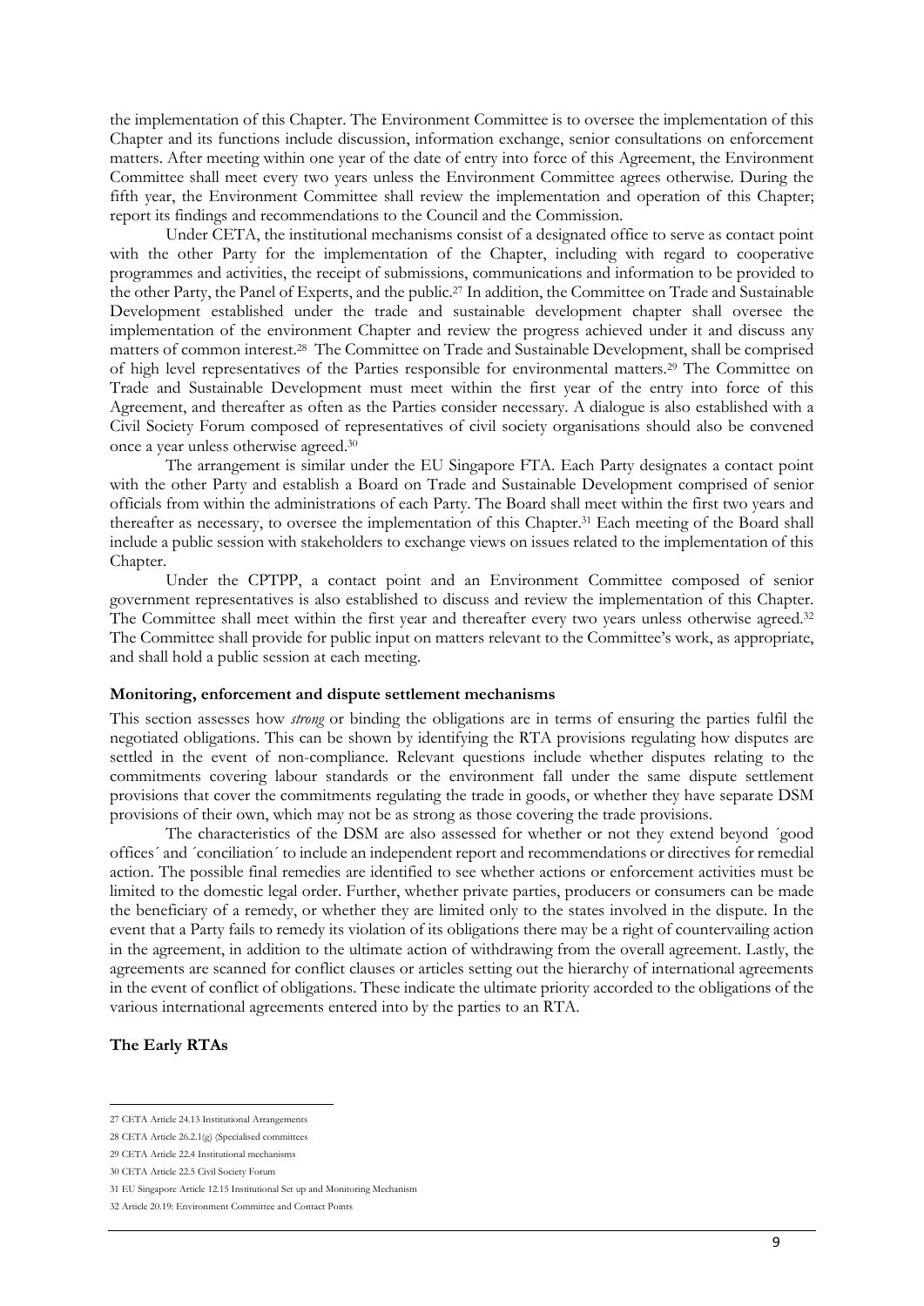the implementation of this Chapter. The Environment Committee is to oversee the implementation of this Chapter and its functions include discussion, information exchange, senior consultations on enforcement matters. After meeting within one year of the date of entry into force of this Agreement, the Environment Committee shall meet every two years unless the Environment Committee agrees otherwise. During the fifth year, the Environment Committee shall review the implementation and operation of this Chapter; report its findings and recommendations to the Council and the Commission.

Under CETA, the institutional mechanisms consist of a designated office to serve as contact point with the other Party for the implementation of the Chapter, including with regard to cooperative programmes and activities, the receipt of submissions, communications and information to be provided to the other Party, the Panel of Experts, and the public.[27] In addition, the Committee on Trade and Sustainable Development established under the trade and sustainable development chapter shall oversee the implementation of the environment Chapter and review the progress achieved under it and discuss any matters of common interest.[28] The Committee on Trade and Sustainable Development, shall be comprised of high level representatives of the Parties responsible for environmental matters.[29] The Committee on Trade and Sustainable Development must meet within the first year of the entry into force of this Agreement, and thereafter as often as the Parties consider necessary. A dialogue is also established with a Civil Society Forum composed of representatives of civil society organisations should also be convened once a year unless otherwise agreed.[30]

The arrangement is similar under the EU Singapore FTA. Each Party designates a contact point with the other Party and establish a Board on Trade and Sustainable Development comprised of senior officials from within the administrations of each Party. The Board shall meet within the first two years and thereafter as necessary, to oversee the implementation of this Chapter.[31] Each meeting of the Board shall include a public session with stakeholders to exchange views on issues related to the implementation of this Chapter.

Under the CPTPP, a contact point and an Environment Committee composed of senior government representatives is also established to discuss and review the implementation of this Chapter. The Committee shall meet within the first year and thereafter every two years unless otherwise agreed.[32] The Committee shall provide for public input on matters relevant to the Committee's work, as appropriate, and shall hold a public session at each meeting.

**Monitoring, enforcement and dispute settlement mechanisms**

This section assesses how *strong* or binding the obligations are in terms of ensuring the parties fulfil the negotiated obligations. This can be shown by identifying the RTA provisions regulating how disputes are settled in the event of non-compliance. Relevant questions include whether disputes relating to the commitments covering labour standards or the environment fall under the same dispute settlement provisions that cover the commitments regulating the trade in goods, or whether they have separate DSM provisions of their own, which may not be as strong as those covering the trade provisions.

The characteristics of the DSM are also assessed for whether or not they extend beyond ´good offices´ and ´conciliation´ to include an independent report and recommendations or directives for remedial action. The possible final remedies are identified to see whether actions or enforcement activities must be limited to the domestic legal order. Further, whether private parties, producers or consumers can be made the beneficiary of a remedy, or whether they are limited only to the states involved in the dispute. In the event that a Party fails to remedy its violation of its obligations there may be a right of countervailing action in the agreement, in addition to the ultimate action of withdrawing from the overall agreement. Lastly, the agreements are scanned for conflict clauses or articles setting out the hierarchy of international agreements in the event of conflict of obligations. These indicate the ultimate priority accorded to the obligations of the various international agreements entered into by the parties to an RTA.

**The Early RTAs**

---

27 CETA Article 24.13 Institutional Arrangements

28 CETA Article 26.2.1(g) (Specialised committees

29 CETA Article 22.4 Institutional mechanisms

30 CETA Article 22.5 Civil Society Forum

31 EU Singapore Article 12.15 Institutional Set up and Monitoring Mechanism

32 Article 20.19: Environment Committee and Contact Points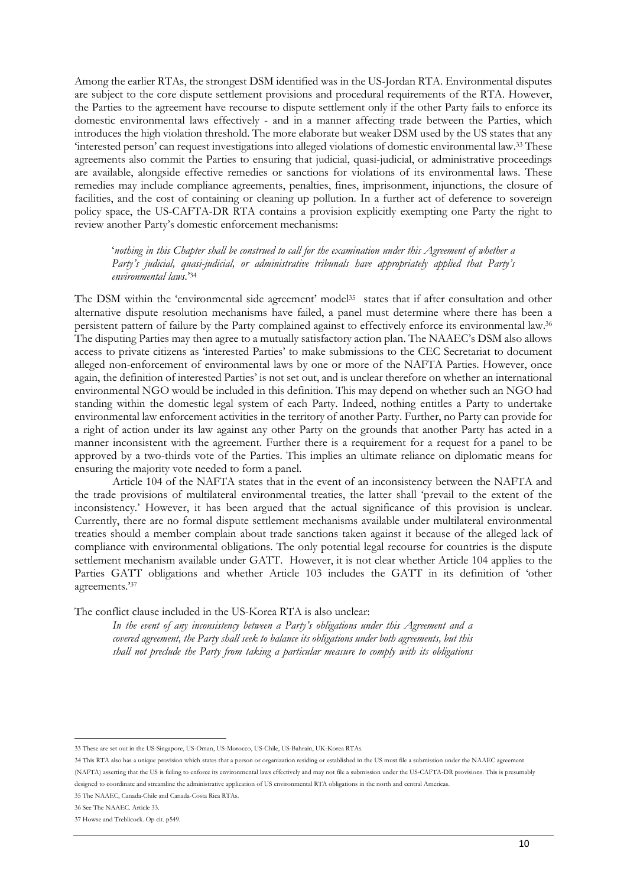Among the earlier RTAs, the strongest DSM identified was in the US-Jordan RTA. Environmental disputes are subject to the core dispute settlement provisions and procedural requirements of the RTA. However, the Parties to the agreement have recourse to dispute settlement only if the other Party fails to enforce its domestic environmental laws effectively - and in a manner affecting trade between the Parties, which introduces the high violation threshold. The more elaborate but weaker DSM used by the US states that any 'interested person' can request investigations into alleged violations of domestic environmental law.[33] These agreements also commit the Parties to ensuring that judicial, quasi-judicial, or administrative proceedings are available, alongside effective remedies or sanctions for violations of its environmental laws. These remedies may include compliance agreements, penalties, fines, imprisonment, injunctions, the closure of facilities, and the cost of containing or cleaning up pollution. In a further act of deference to sovereign policy space, the US-CAFTA-DR RTA contains a provision explicitly exempting one Party the right to review another Party's domestic enforcement mechanisms:

> '*nothing in this Chapter shall be construed to call for the examination under this Agreement of whether a Party's judicial, quasi-judicial, or administrative tribunals have appropriately applied that Party's environmental laws.*'[34]

The DSM within the 'environmental side agreement' model[35] states that if after consultation and other alternative dispute resolution mechanisms have failed, a panel must determine where there has been a persistent pattern of failure by the Party complained against to effectively enforce its environmental law.[36] The disputing Parties may then agree to a mutually satisfactory action plan. The NAAEC's DSM also allows access to private citizens as 'interested Parties' to make submissions to the CEC Secretariat to document alleged non-enforcement of environmental laws by one or more of the NAFTA Parties. However, once again, the definition of interested Parties' is not set out, and is unclear therefore on whether an international environmental NGO would be included in this definition. This may depend on whether such an NGO had standing within the domestic legal system of each Party. Indeed, nothing entitles a Party to undertake environmental law enforcement activities in the territory of another Party. Further, no Party can provide for a right of action under its law against any other Party on the grounds that another Party has acted in a manner inconsistent with the agreement. Further there is a requirement for a request for a panel to be approved by a two-thirds vote of the Parties. This implies an ultimate reliance on diplomatic means for ensuring the majority vote needed to form a panel.

Article 104 of the NAFTA states that in the event of an inconsistency between the NAFTA and the trade provisions of multilateral environmental treaties, the latter shall 'prevail to the extent of the inconsistency.' However, it has been argued that the actual significance of this provision is unclear. Currently, there are no formal dispute settlement mechanisms available under multilateral environmental treaties should a member complain about trade sanctions taken against it because of the alleged lack of compliance with environmental obligations. The only potential legal recourse for countries is the dispute settlement mechanism available under GATT. However, it is not clear whether Article 104 applies to the Parties GATT obligations and whether Article 103 includes the GATT in its definition of 'other agreements.'[37]

The conflict clause included in the US-Korea RTA is also unclear:

> *In the event of any inconsistency between a Party's obligations under this Agreement and a covered agreement, the Party shall seek to balance its obligations under both agreements, but this shall not preclude the Party from taking a particular measure to comply with its obligations*

---

33 These are set out in the US-Singapore, US-Oman, US-Morocco, US-Chile, US-Bahrain, UK-Korea RTAs.

34 This RTA also has a unique provision which states that a person or organization residing or established in the US must file a submission under the NAAEC agreement (NAFTA) asserting that the US is failing to enforce its environmental laws effectively and may not file a submission under the US-CAFTA-DR provisions. This is presumably designed to coordinate and streamline the administrative application of US environmental RTA obligations in the north and central Americas.

35 The NAAEC, Canada-Chile and Canada-Costa Rica RTAs.

36 See The NAAEC. Article 33.

37 Howse and Treblicock. Op cit. p549.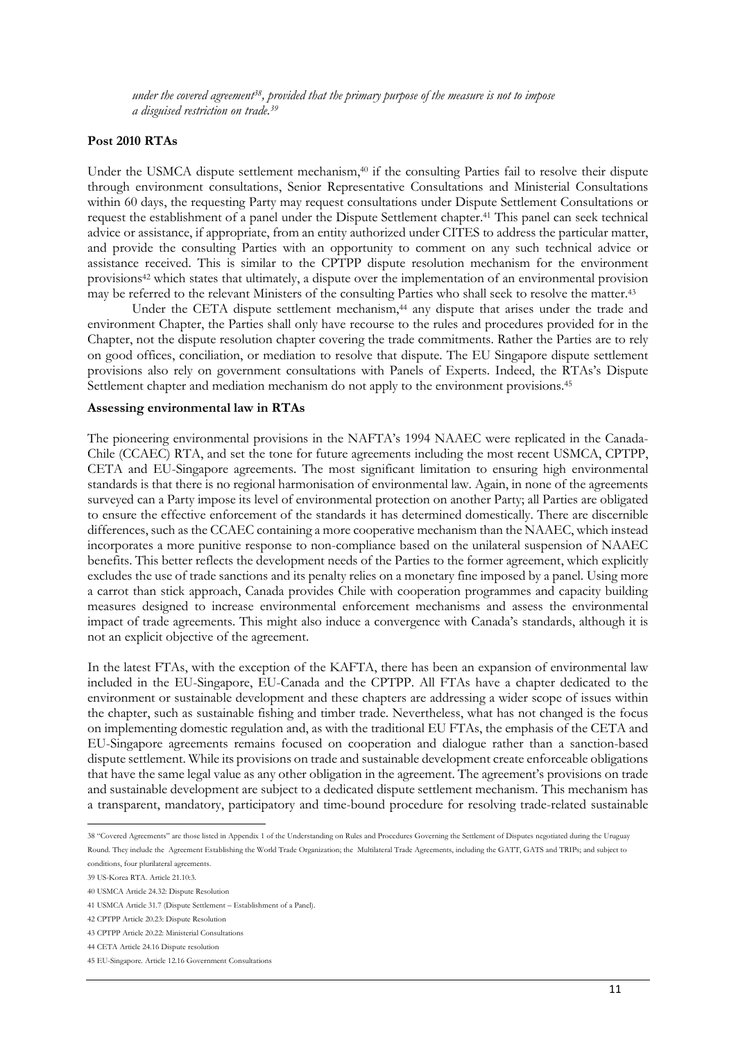*under the covered agreement[38], provided that the primary purpose of the measure is not to impose a disguised restriction on trade.[39]*

**Post 2010 RTAs**

Under the USMCA dispute settlement mechanism,[40] if the consulting Parties fail to resolve their dispute through environment consultations, Senior Representative Consultations and Ministerial Consultations within 60 days, the requesting Party may request consultations under Dispute Settlement Consultations or request the establishment of a panel under the Dispute Settlement chapter.[41] This panel can seek technical advice or assistance, if appropriate, from an entity authorized under CITES to address the particular matter, and provide the consulting Parties with an opportunity to comment on any such technical advice or assistance received. This is similar to the CPTPP dispute resolution mechanism for the environment provisions[42] which states that ultimately, a dispute over the implementation of an environmental provision may be referred to the relevant Ministers of the consulting Parties who shall seek to resolve the matter.[43]

Under the CETA dispute settlement mechanism,[44] any dispute that arises under the trade and environment Chapter, the Parties shall only have recourse to the rules and procedures provided for in the Chapter, not the dispute resolution chapter covering the trade commitments. Rather the Parties are to rely on good offices, conciliation, or mediation to resolve that dispute. The EU Singapore dispute settlement provisions also rely on government consultations with Panels of Experts. Indeed, the RTAs's Dispute Settlement chapter and mediation mechanism do not apply to the environment provisions.[45]

**Assessing environmental law in RTAs**

The pioneering environmental provisions in the NAFTA's 1994 NAAEC were replicated in the Canada-Chile (CCAEC) RTA, and set the tone for future agreements including the most recent USMCA, CPTPP, CETA and EU-Singapore agreements. The most significant limitation to ensuring high environmental standards is that there is no regional harmonisation of environmental law. Again, in none of the agreements surveyed can a Party impose its level of environmental protection on another Party; all Parties are obligated to ensure the effective enforcement of the standards it has determined domestically. There are discernible differences, such as the CCAEC containing a more cooperative mechanism than the NAAEC, which instead incorporates a more punitive response to non-compliance based on the unilateral suspension of NAAEC benefits. This better reflects the development needs of the Parties to the former agreement, which explicitly excludes the use of trade sanctions and its penalty relies on a monetary fine imposed by a panel. Using more a carrot than stick approach, Canada provides Chile with cooperation programmes and capacity building measures designed to increase environmental enforcement mechanisms and assess the environmental impact of trade agreements. This might also induce a convergence with Canada's standards, although it is not an explicit objective of the agreement.

In the latest FTAs, with the exception of the KAFTA, there has been an expansion of environmental law included in the EU-Singapore, EU-Canada and the CPTPP. All FTAs have a chapter dedicated to the environment or sustainable development and these chapters are addressing a wider scope of issues within the chapter, such as sustainable fishing and timber trade. Nevertheless, what has not changed is the focus on implementing domestic regulation and, as with the traditional EU FTAs, the emphasis of the CETA and EU-Singapore agreements remains focused on cooperation and dialogue rather than a sanction-based dispute settlement. While its provisions on trade and sustainable development create enforceable obligations that have the same legal value as any other obligation in the agreement. The agreement's provisions on trade and sustainable development are subject to a dedicated dispute settlement mechanism. This mechanism has a transparent, mandatory, participatory and time-bound procedure for resolving trade-related sustainable

---

38 "Covered Agreements" are those listed in Appendix 1 of the Understanding on Rules and Procedures Governing the Settlement of Disputes negotiated during the Uruguay Round. They include the Agreement Establishing the World Trade Organization; the Multilateral Trade Agreements, including the GATT, GATS and TRIPs; and subject to conditions, four plurilateral agreements.

39 US-Korea RTA. Article 21.10:3.

40 USMCA Article 24.32: Dispute Resolution

41 USMCA Article 31.7 (Dispute Settlement – Establishment of a Panel).

42 CPTPP Article 20.23: Dispute Resolution

43 CPTPP Article 20.22: Ministerial Consultations

44 CETA Article 24.16 Dispute resolution

45 EU-Singapore. Article 12.16 Government Consultations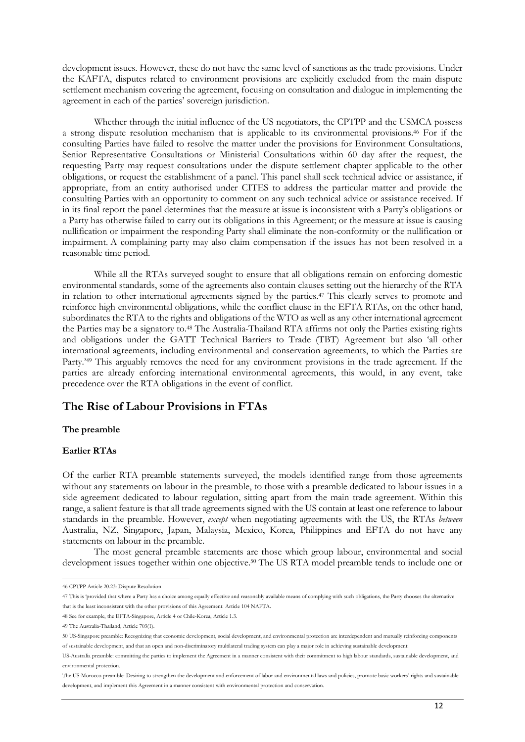development issues. However, these do not have the same level of sanctions as the trade provisions. Under the KAFTA, disputes related to environment provisions are explicitly excluded from the main dispute settlement mechanism covering the agreement, focusing on consultation and dialogue in implementing the agreement in each of the parties' sovereign jurisdiction.

Whether through the initial influence of the US negotiators, the CPTPP and the USMCA possess a strong dispute resolution mechanism that is applicable to its environmental provisions.[46] For if the consulting Parties have failed to resolve the matter under the provisions for Environment Consultations, Senior Representative Consultations or Ministerial Consultations within 60 day after the request, the requesting Party may request consultations under the dispute settlement chapter applicable to the other obligations, or request the establishment of a panel. This panel shall seek technical advice or assistance, if appropriate, from an entity authorised under CITES to address the particular matter and provide the consulting Parties with an opportunity to comment on any such technical advice or assistance received. If in its final report the panel determines that the measure at issue is inconsistent with a Party's obligations or a Party has otherwise failed to carry out its obligations in this Agreement; or the measure at issue is causing nullification or impairment the responding Party shall eliminate the non-conformity or the nullification or impairment. A complaining party may also claim compensation if the issues has not been resolved in a reasonable time period.

While all the RTAs surveyed sought to ensure that all obligations remain on enforcing domestic environmental standards, some of the agreements also contain clauses setting out the hierarchy of the RTA in relation to other international agreements signed by the parties.[47] This clearly serves to promote and reinforce high environmental obligations, while the conflict clause in the EFTA RTAs, on the other hand, subordinates the RTA to the rights and obligations of the WTO as well as any other international agreement the Parties may be a signatory to.[48] The Australia-Thailand RTA affirms not only the Parties existing rights and obligations under the GATT Technical Barriers to Trade (TBT) Agreement but also 'all other international agreements, including environmental and conservation agreements, to which the Parties are Party.'[49] This arguably removes the need for any environment provisions in the trade agreement. If the parties are already enforcing international environmental agreements, this would, in any event, take precedence over the RTA obligations in the event of conflict.

## The Rise of Labour Provisions in FTAs

**The preamble**

**Earlier RTAs**

Of the earlier RTA preamble statements surveyed, the models identified range from those agreements without any statements on labour in the preamble, to those with a preamble dedicated to labour issues in a side agreement dedicated to labour regulation, sitting apart from the main trade agreement. Within this range, a salient feature is that all trade agreements signed with the US contain at least one reference to labour standards in the preamble. However, *except* when negotiating agreements with the US, the RTAs *between* Australia, NZ, Singapore, Japan, Malaysia, Mexico, Korea, Philippines and EFTA do not have any statements on labour in the preamble.

The most general preamble statements are those which group labour, environmental and social development issues together within one objective.[50] The US RTA model preamble tends to include one or

---

46 CPTPP Article 20.23: Dispute Resolution

47 This is 'provided that where a Party has a choice among equally effective and reasonably available means of complying with such obligations, the Party chooses the alternative that is the least inconsistent with the other provisions of this Agreement. Article 104 NAFTA.

48 See for example, the EFTA-Singapore, Article 4 or Chile-Korea, Article 1.3.

49 The Australia-Thailand, Article 703(1).

50 US-Singapore preamble: Recognizing that economic development, social development, and environmental protection are interdependent and mutually reinforcing components of sustainable development, and that an open and non-discriminatory multilateral trading system can play a major role in achieving sustainable development.

US-Australia preamble: committing the parties to implement the Agreement in a manner consistent with their commitment to high labour standards, sustainable development, and environmental protection.

The US-Morocco preamble: Desiring to strengthen the development and enforcement of labor and environmental laws and policies, promote basic workers' rights and sustainable development, and implement this Agreement in a manner consistent with environmental protection and conservation.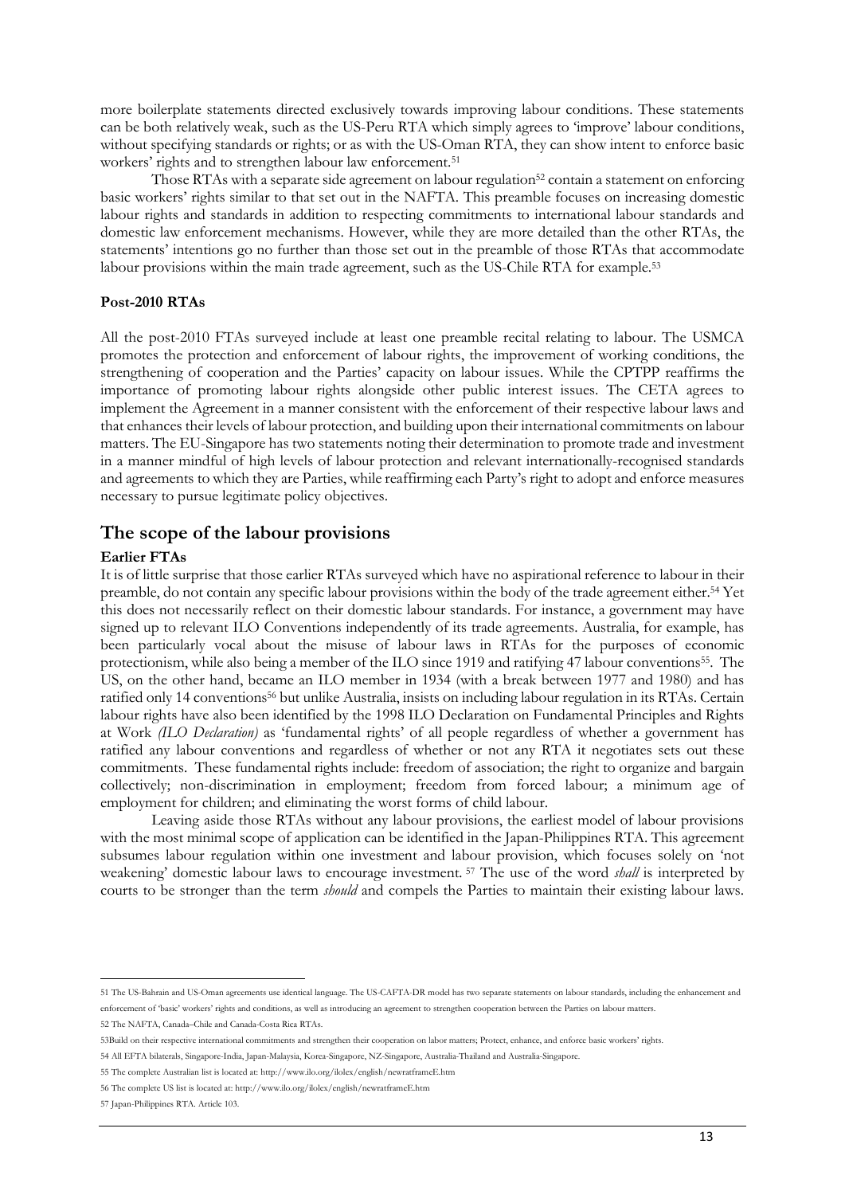more boilerplate statements directed exclusively towards improving labour conditions. These statements can be both relatively weak, such as the US-Peru RTA which simply agrees to 'improve' labour conditions, without specifying standards or rights; or as with the US-Oman RTA, they can show intent to enforce basic workers' rights and to strengthen labour law enforcement.[51]

Those RTAs with a separate side agreement on labour regulation[52] contain a statement on enforcing basic workers' rights similar to that set out in the NAFTA. This preamble focuses on increasing domestic labour rights and standards in addition to respecting commitments to international labour standards and domestic law enforcement mechanisms. However, while they are more detailed than the other RTAs, the statements' intentions go no further than those set out in the preamble of those RTAs that accommodate labour provisions within the main trade agreement, such as the US-Chile RTA for example.[53]

**Post-2010 RTAs**

All the post-2010 FTAs surveyed include at least one preamble recital relating to labour. The USMCA promotes the protection and enforcement of labour rights, the improvement of working conditions, the strengthening of cooperation and the Parties' capacity on labour issues. While the CPTPP reaffirms the importance of promoting labour rights alongside other public interest issues. The CETA agrees to implement the Agreement in a manner consistent with the enforcement of their respective labour laws and that enhances their levels of labour protection, and building upon their international commitments on labour matters. The EU-Singapore has two statements noting their determination to promote trade and investment in a manner mindful of high levels of labour protection and relevant internationally-recognised standards and agreements to which they are Parties, while reaffirming each Party's right to adopt and enforce measures necessary to pursue legitimate policy objectives.

## The scope of the labour provisions

**Earlier FTAs**

It is of little surprise that those earlier RTAs surveyed which have no aspirational reference to labour in their preamble, do not contain any specific labour provisions within the body of the trade agreement either.[54] Yet this does not necessarily reflect on their domestic labour standards. For instance, a government may have signed up to relevant ILO Conventions independently of its trade agreements. Australia, for example, has been particularly vocal about the misuse of labour laws in RTAs for the purposes of economic protectionism, while also being a member of the ILO since 1919 and ratifying 47 labour conventions[55]. The US, on the other hand, became an ILO member in 1934 (with a break between 1977 and 1980) and has ratified only 14 conventions[56] but unlike Australia, insists on including labour regulation in its RTAs. Certain labour rights have also been identified by the 1998 ILO Declaration on Fundamental Principles and Rights at Work *(ILO Declaration)* as 'fundamental rights' of all people regardless of whether a government has ratified any labour conventions and regardless of whether or not any RTA it negotiates sets out these commitments. These fundamental rights include: freedom of association; the right to organize and bargain collectively; non-discrimination in employment; freedom from forced labour; a minimum age of employment for children; and eliminating the worst forms of child labour.

Leaving aside those RTAs without any labour provisions, the earliest model of labour provisions with the most minimal scope of application can be identified in the Japan-Philippines RTA. This agreement subsumes labour regulation within one investment and labour provision, which focuses solely on 'not weakening' domestic labour laws to encourage investment.[57] The use of the word *shall* is interpreted by courts to be stronger than the term *should* and compels the Parties to maintain their existing labour laws.

---

51 The US-Bahrain and US-Oman agreements use identical language. The US-CAFTA-DR model has two separate statements on labour standards, including the enhancement and enforcement of 'basic' workers' rights and conditions, as well as introducing an agreement to strengthen cooperation between the Parties on labour matters.

52 The NAFTA, Canada–Chile and Canada-Costa Rica RTAs.

53 Build on their respective international commitments and strengthen their cooperation on labor matters; Protect, enhance, and enforce basic workers' rights.

54 All EFTA bilaterals, Singapore-India, Japan-Malaysia, Korea-Singapore, NZ-Singapore, Australia-Thailand and Australia-Singapore.

55 The complete Australian list is located at: http://www.ilo.org/ilolex/english/newratframeE.htm

56 The complete US list is located at: http://www.ilo.org/ilolex/english/newratframeE.htm

57 Japan-Philippines RTA. Article 103.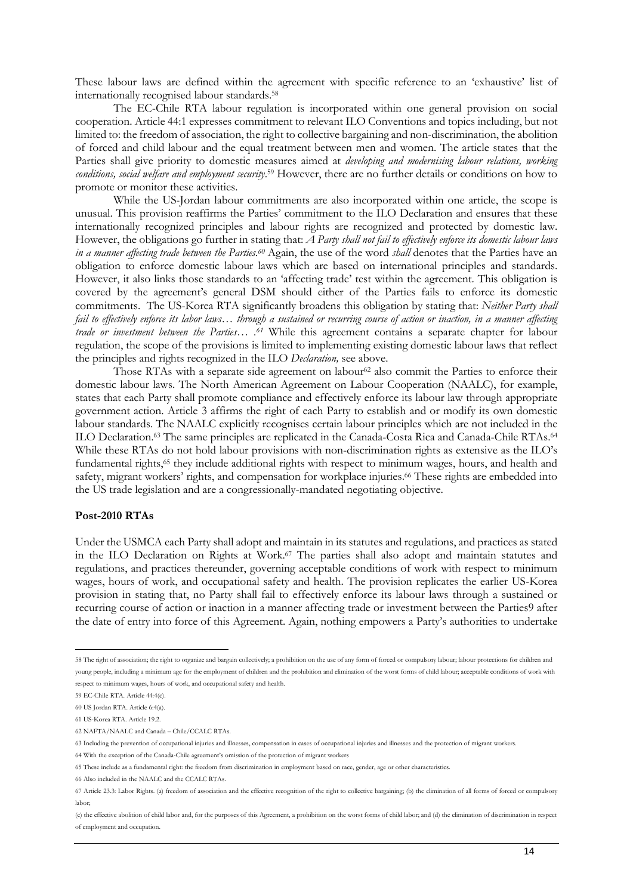These labour laws are defined within the agreement with specific reference to an 'exhaustive' list of internationally recognised labour standards.[58]

The EC-Chile RTA labour regulation is incorporated within one general provision on social cooperation. Article 44:1 expresses commitment to relevant ILO Conventions and topics including, but not limited to: the freedom of association, the right to collective bargaining and non-discrimination, the abolition of forced and child labour and the equal treatment between men and women. The article states that the Parties shall give priority to domestic measures aimed at *developing and modernising labour relations, working conditions, social welfare and employment security*.[59] However, there are no further details or conditions on how to promote or monitor these activities.

While the US-Jordan labour commitments are also incorporated within one article, the scope is unusual. This provision reaffirms the Parties' commitment to the ILO Declaration and ensures that these internationally recognized principles and labour rights are recognized and protected by domestic law. However, the obligations go further in stating that: *A Party shall not fail to effectively enforce its domestic labour laws in a manner affecting trade between the Parties.*[60] Again, the use of the word *shall* denotes that the Parties have an obligation to enforce domestic labour laws which are based on international principles and standards. However, it also links those standards to an 'affecting trade' test within the agreement. This obligation is covered by the agreement's general DSM should either of the Parties fails to enforce its domestic commitments. The US-Korea RTA significantly broadens this obligation by stating that: *Neither Party shall fail to effectively enforce its labor laws… through a sustained or recurring course of action or inaction, in a manner affecting trade or investment between the Parties… .*[61] While this agreement contains a separate chapter for labour regulation, the scope of the provisions is limited to implementing existing domestic labour laws that reflect the principles and rights recognized in the ILO *Declaration,* see above.

Those RTAs with a separate side agreement on labour[62] also commit the Parties to enforce their domestic labour laws. The North American Agreement on Labour Cooperation (NAALC), for example, states that each Party shall promote compliance and effectively enforce its labour law through appropriate government action. Article 3 affirms the right of each Party to establish and or modify its own domestic labour standards. The NAALC explicitly recognises certain labour principles which are not included in the ILO Declaration.[63] The same principles are replicated in the Canada-Costa Rica and Canada-Chile RTAs.[64] While these RTAs do not hold labour provisions with non-discrimination rights as extensive as the ILO's fundamental rights,[65] they include additional rights with respect to minimum wages, hours, and health and safety, migrant workers' rights, and compensation for workplace injuries.[66] These rights are embedded into the US trade legislation and are a congressionally-mandated negotiating objective.

**Post-2010 RTAs**

Under the USMCA each Party shall adopt and maintain in its statutes and regulations, and practices as stated in the ILO Declaration on Rights at Work.[67] The parties shall also adopt and maintain statutes and regulations, and practices thereunder, governing acceptable conditions of work with respect to minimum wages, hours of work, and occupational safety and health. The provision replicates the earlier US-Korea provision in stating that, no Party shall fail to effectively enforce its labour laws through a sustained or recurring course of action or inaction in a manner affecting trade or investment between the Parties9 after the date of entry into force of this Agreement. Again, nothing empowers a Party's authorities to undertake

---

58 The right of association; the right to organize and bargain collectively; a prohibition on the use of any form of forced or compulsory labour; labour protections for children and young people, including a minimum age for the employment of children and the prohibition and elimination of the worst forms of child labour; acceptable conditions of work with respect to minimum wages, hours of work, and occupational safety and health.

59 EC-Chile RTA. Article 44:4(c).

60 US Jordan RTA. Article 6:4(a).

61 US-Korea RTA. Article 19.2.

62 NAFTA/NAALC and Canada – Chile/CCALC RTAs.

63 Including the prevention of occupational injuries and illnesses, compensation in cases of occupational injuries and illnesses and the protection of migrant workers.

64 With the exception of the Canada-Chile agreement's omission of the protection of migrant workers

65 These include as a fundamental right: the freedom from discrimination in employment based on race, gender, age or other characteristics.

66 Also included in the NAALC and the CCALC RTAs.

67 Article 23.3: Labor Rights. (a) freedom of association and the effective recognition of the right to collective bargaining; (b) the elimination of all forms of forced or compulsory labor;

(c) the effective abolition of child labor and, for the purposes of this Agreement, a prohibition on the worst forms of child labor; and (d) the elimination of discrimination in respect of employment and occupation.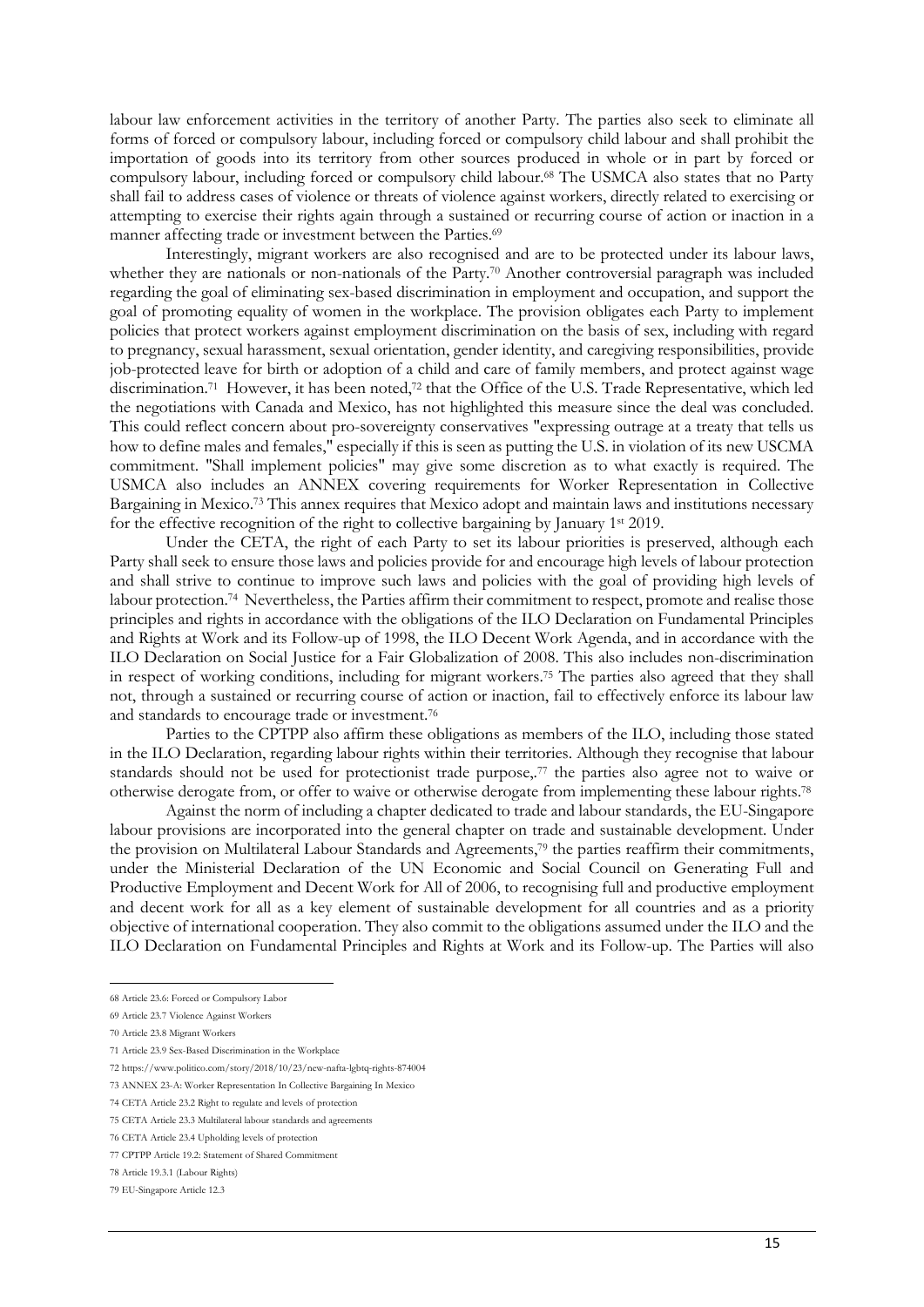labour law enforcement activities in the territory of another Party. The parties also seek to eliminate all forms of forced or compulsory labour, including forced or compulsory child labour and shall prohibit the importation of goods into its territory from other sources produced in whole or in part by forced or compulsory labour, including forced or compulsory child labour.[68] The USMCA also states that no Party shall fail to address cases of violence or threats of violence against workers, directly related to exercising or attempting to exercise their rights again through a sustained or recurring course of action or inaction in a manner affecting trade or investment between the Parties.[69]

Interestingly, migrant workers are also recognised and are to be protected under its labour laws, whether they are nationals or non-nationals of the Party.[70] Another controversial paragraph was included regarding the goal of eliminating sex-based discrimination in employment and occupation, and support the goal of promoting equality of women in the workplace. The provision obligates each Party to implement policies that protect workers against employment discrimination on the basis of sex, including with regard to pregnancy, sexual harassment, sexual orientation, gender identity, and caregiving responsibilities, provide job-protected leave for birth or adoption of a child and care of family members, and protect against wage discrimination.[71] However, it has been noted,[72] that the Office of the U.S. Trade Representative, which led the negotiations with Canada and Mexico, has not highlighted this measure since the deal was concluded. This could reflect concern about pro-sovereignty conservatives "expressing outrage at a treaty that tells us how to define males and females," especially if this is seen as putting the U.S. in violation of its new USCMA commitment. "Shall implement policies" may give some discretion as to what exactly is required. The USMCA also includes an ANNEX covering requirements for Worker Representation in Collective Bargaining in Mexico.[73] This annex requires that Mexico adopt and maintain laws and institutions necessary for the effective recognition of the right to collective bargaining by January 1st 2019.

Under the CETA, the right of each Party to set its labour priorities is preserved, although each Party shall seek to ensure those laws and policies provide for and encourage high levels of labour protection and shall strive to continue to improve such laws and policies with the goal of providing high levels of labour protection.[74] Nevertheless, the Parties affirm their commitment to respect, promote and realise those principles and rights in accordance with the obligations of the ILO Declaration on Fundamental Principles and Rights at Work and its Follow-up of 1998, the ILO Decent Work Agenda, and in accordance with the ILO Declaration on Social Justice for a Fair Globalization of 2008. This also includes non-discrimination in respect of working conditions, including for migrant workers.[75] The parties also agreed that they shall not, through a sustained or recurring course of action or inaction, fail to effectively enforce its labour law and standards to encourage trade or investment.[76]

Parties to the CPTPP also affirm these obligations as members of the ILO, including those stated in the ILO Declaration, regarding labour rights within their territories. Although they recognise that labour standards should not be used for protectionist trade purpose,.[77] the parties also agree not to waive or otherwise derogate from, or offer to waive or otherwise derogate from implementing these labour rights.[78]

Against the norm of including a chapter dedicated to trade and labour standards, the EU-Singapore labour provisions are incorporated into the general chapter on trade and sustainable development. Under the provision on Multilateral Labour Standards and Agreements,[79] the parties reaffirm their commitments, under the Ministerial Declaration of the UN Economic and Social Council on Generating Full and Productive Employment and Decent Work for All of 2006, to recognising full and productive employment and decent work for all as a key element of sustainable development for all countries and as a priority objective of international cooperation. They also commit to the obligations assumed under the ILO and the ILO Declaration on Fundamental Principles and Rights at Work and its Follow-up. The Parties will also

---

68 Article 23.6: Forced or Compulsory Labor

69 Article 23.7 Violence Against Workers

70 Article 23.8 Migrant Workers

71 Article 23.9 Sex-Based Discrimination in the Workplace

72 https://www.politico.com/story/2018/10/23/new-nafta-lgbtq-rights-874004

73 ANNEX 23-A: Worker Representation In Collective Bargaining In Mexico

74 CETA Article 23.2 Right to regulate and levels of protection

75 CETA Article 23.3 Multilateral labour standards and agreements

76 CETA Article 23.4 Upholding levels of protection

77 CPTPP Article 19.2: Statement of Shared Commitment

78 Article 19.3.1 (Labour Rights)

79 EU-Singapore Article 12.3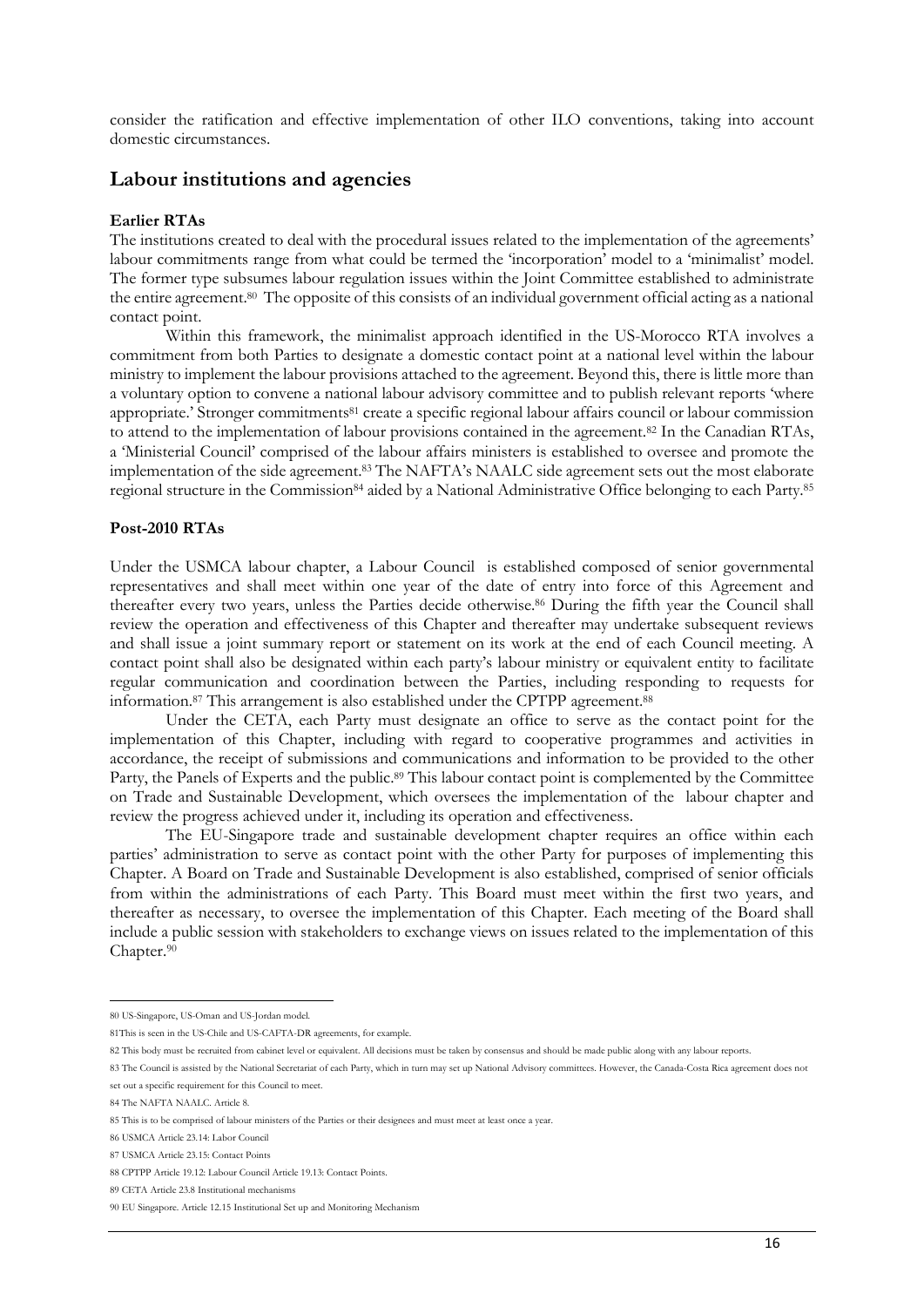consider the ratification and effective implementation of other ILO conventions, taking into account domestic circumstances.

## Labour institutions and agencies

**Earlier RTAs**

The institutions created to deal with the procedural issues related to the implementation of the agreements' labour commitments range from what could be termed the 'incorporation' model to a 'minimalist' model. The former type subsumes labour regulation issues within the Joint Committee established to administrate the entire agreement.[80] The opposite of this consists of an individual government official acting as a national contact point.

Within this framework, the minimalist approach identified in the US-Morocco RTA involves a commitment from both Parties to designate a domestic contact point at a national level within the labour ministry to implement the labour provisions attached to the agreement. Beyond this, there is little more than a voluntary option to convene a national labour advisory committee and to publish relevant reports 'where appropriate.' Stronger commitments[81] create a specific regional labour affairs council or labour commission to attend to the implementation of labour provisions contained in the agreement.[82] In the Canadian RTAs, a 'Ministerial Council' comprised of the labour affairs ministers is established to oversee and promote the implementation of the side agreement.[83] The NAFTA's NAALC side agreement sets out the most elaborate regional structure in the Commission[84] aided by a National Administrative Office belonging to each Party.[85]

**Post-2010 RTAs**

Under the USMCA labour chapter, a Labour Council is established composed of senior governmental representatives and shall meet within one year of the date of entry into force of this Agreement and thereafter every two years, unless the Parties decide otherwise.[86] During the fifth year the Council shall review the operation and effectiveness of this Chapter and thereafter may undertake subsequent reviews and shall issue a joint summary report or statement on its work at the end of each Council meeting. A contact point shall also be designated within each party's labour ministry or equivalent entity to facilitate regular communication and coordination between the Parties, including responding to requests for information.[87] This arrangement is also established under the CPTPP agreement.[88]

Under the CETA, each Party must designate an office to serve as the contact point for the implementation of this Chapter, including with regard to cooperative programmes and activities in accordance, the receipt of submissions and communications and information to be provided to the other Party, the Panels of Experts and the public.[89] This labour contact point is complemented by the Committee on Trade and Sustainable Development, which oversees the implementation of the labour chapter and review the progress achieved under it, including its operation and effectiveness.

The EU-Singapore trade and sustainable development chapter requires an office within each parties' administration to serve as contact point with the other Party for purposes of implementing this Chapter. A Board on Trade and Sustainable Development is also established, comprised of senior officials from within the administrations of each Party. This Board must meet within the first two years, and thereafter as necessary, to oversee the implementation of this Chapter. Each meeting of the Board shall include a public session with stakeholders to exchange views on issues related to the implementation of this Chapter.[90]

---

80 US-Singapore, US-Oman and US-Jordan model.

81 This is seen in the US-Chile and US-CAFTA-DR agreements, for example.

82 This body must be recruited from cabinet level or equivalent. All decisions must be taken by consensus and should be made public along with any labour reports.

83 The Council is assisted by the National Secretariat of each Party, which in turn may set up National Advisory committees. However, the Canada-Costa Rica agreement does not set out a specific requirement for this Council to meet.

84 The NAFTA NAALC. Article 8.

85 This is to be comprised of labour ministers of the Parties or their designees and must meet at least once a year.

86 USMCA Article 23.14: Labor Council

87 USMCA Article 23.15: Contact Points

88 CPTPP Article 19.12: Labour Council Article 19.13: Contact Points.

89 CETA Article 23.8 Institutional mechanisms

90 EU Singapore. Article 12.15 Institutional Set up and Monitoring Mechanism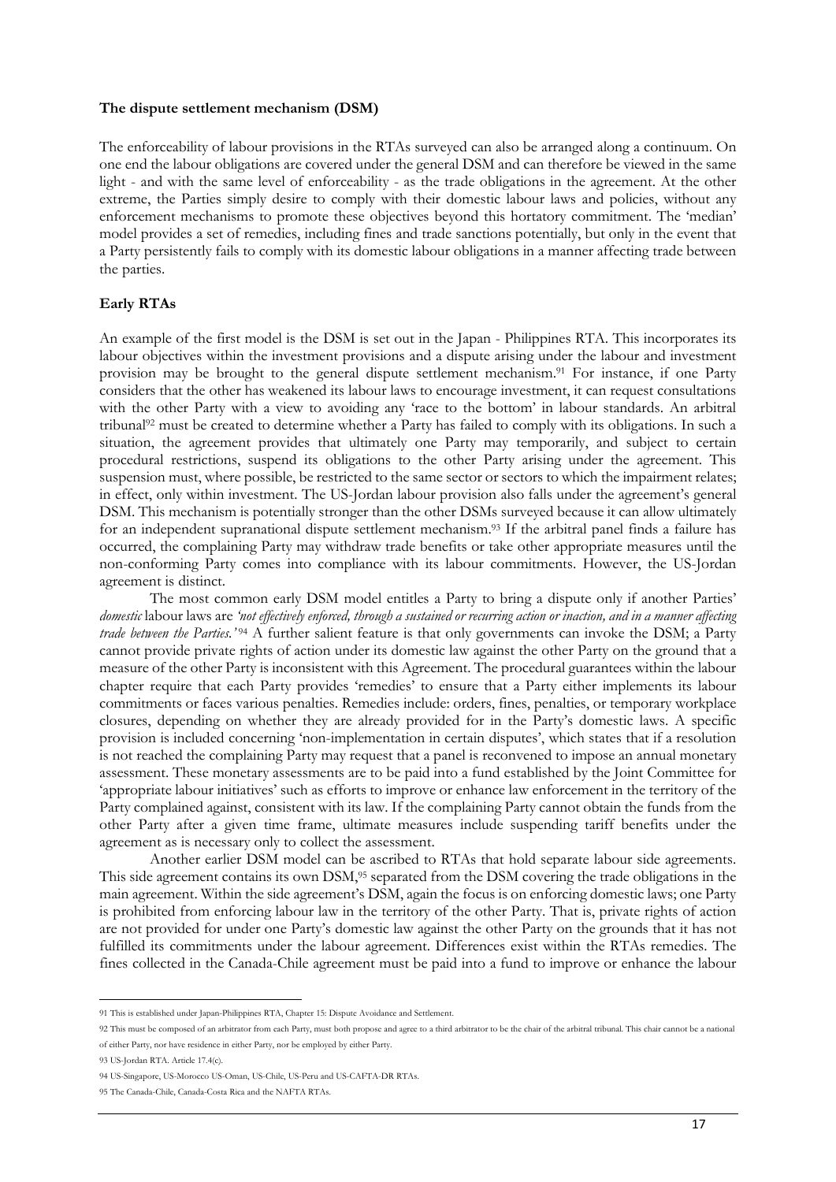**The dispute settlement mechanism (DSM)**

The enforceability of labour provisions in the RTAs surveyed can also be arranged along a continuum. On one end the labour obligations are covered under the general DSM and can therefore be viewed in the same light - and with the same level of enforceability - as the trade obligations in the agreement. At the other extreme, the Parties simply desire to comply with their domestic labour laws and policies, without any enforcement mechanisms to promote these objectives beyond this hortatory commitment. The 'median' model provides a set of remedies, including fines and trade sanctions potentially, but only in the event that a Party persistently fails to comply with its domestic labour obligations in a manner affecting trade between the parties.

**Early RTAs**

An example of the first model is the DSM is set out in the Japan - Philippines RTA. This incorporates its labour objectives within the investment provisions and a dispute arising under the labour and investment provision may be brought to the general dispute settlement mechanism.[91] For instance, if one Party considers that the other has weakened its labour laws to encourage investment, it can request consultations with the other Party with a view to avoiding any 'race to the bottom' in labour standards. An arbitral tribunal[92] must be created to determine whether a Party has failed to comply with its obligations. In such a situation, the agreement provides that ultimately one Party may temporarily, and subject to certain procedural restrictions, suspend its obligations to the other Party arising under the agreement. This suspension must, where possible, be restricted to the same sector or sectors to which the impairment relates; in effect, only within investment. The US-Jordan labour provision also falls under the agreement's general DSM. This mechanism is potentially stronger than the other DSMs surveyed because it can allow ultimately for an independent supranational dispute settlement mechanism.[93] If the arbitral panel finds a failure has occurred, the complaining Party may withdraw trade benefits or take other appropriate measures until the non-conforming Party comes into compliance with its labour commitments. However, the US-Jordan agreement is distinct.

The most common early DSM model entitles a Party to bring a dispute only if another Parties' *domestic* labour laws are *'not effectively enforced, through a sustained or recurring action or inaction, and in a manner affecting trade between the Parties.'*[94] A further salient feature is that only governments can invoke the DSM; a Party cannot provide private rights of action under its domestic law against the other Party on the ground that a measure of the other Party is inconsistent with this Agreement. The procedural guarantees within the labour chapter require that each Party provides 'remedies' to ensure that a Party either implements its labour commitments or faces various penalties. Remedies include: orders, fines, penalties, or temporary workplace closures, depending on whether they are already provided for in the Party's domestic laws. A specific provision is included concerning 'non-implementation in certain disputes', which states that if a resolution is not reached the complaining Party may request that a panel is reconvened to impose an annual monetary assessment. These monetary assessments are to be paid into a fund established by the Joint Committee for 'appropriate labour initiatives' such as efforts to improve or enhance law enforcement in the territory of the Party complained against, consistent with its law. If the complaining Party cannot obtain the funds from the other Party after a given time frame, ultimate measures include suspending tariff benefits under the agreement as is necessary only to collect the assessment.

Another earlier DSM model can be ascribed to RTAs that hold separate labour side agreements. This side agreement contains its own DSM,[95] separated from the DSM covering the trade obligations in the main agreement. Within the side agreement's DSM, again the focus is on enforcing domestic laws; one Party is prohibited from enforcing labour law in the territory of the other Party. That is, private rights of action are not provided for under one Party's domestic law against the other Party on the grounds that it has not fulfilled its commitments under the labour agreement. Differences exist within the RTAs remedies. The fines collected in the Canada-Chile agreement must be paid into a fund to improve or enhance the labour

---

91 This is established under Japan-Philippines RTA, Chapter 15: Dispute Avoidance and Settlement.

92 This must be composed of an arbitrator from each Party, must both propose and agree to a third arbitrator to be the chair of the arbitral tribunal. This chair cannot be a national of either Party, nor have residence in either Party, nor be employed by either Party.

93 US-Jordan RTA. Article 17.4(c).

94 US-Singapore, US-Morocco US-Oman, US-Chile, US-Peru and US-CAFTA-DR RTAs.

95 The Canada-Chile, Canada-Costa Rica and the NAFTA RTAs.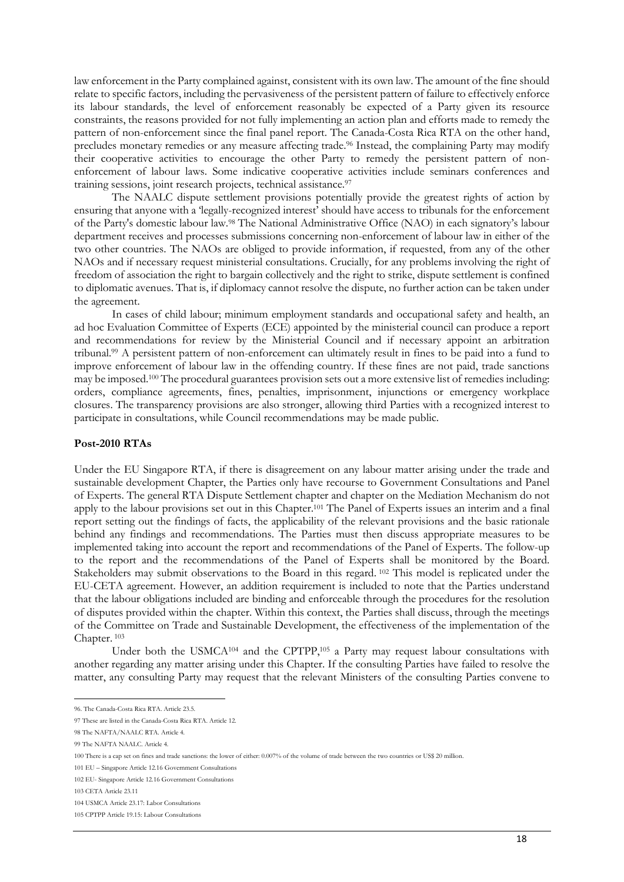law enforcement in the Party complained against, consistent with its own law. The amount of the fine should relate to specific factors, including the pervasiveness of the persistent pattern of failure to effectively enforce its labour standards, the level of enforcement reasonably be expected of a Party given its resource constraints, the reasons provided for not fully implementing an action plan and efforts made to remedy the pattern of non-enforcement since the final panel report. The Canada-Costa Rica RTA on the other hand, precludes monetary remedies or any measure affecting trade.[96] Instead, the complaining Party may modify their cooperative activities to encourage the other Party to remedy the persistent pattern of non-enforcement of labour laws. Some indicative cooperative activities include seminars conferences and training sessions, joint research projects, technical assistance.[97]

The NAALC dispute settlement provisions potentially provide the greatest rights of action by ensuring that anyone with a 'legally-recognized interest' should have access to tribunals for the enforcement of the Party's domestic labour law.[98] The National Administrative Office (NAO) in each signatory's labour department receives and processes submissions concerning non-enforcement of labour law in either of the two other countries. The NAOs are obliged to provide information, if requested, from any of the other NAOs and if necessary request ministerial consultations. Crucially, for any problems involving the right of freedom of association the right to bargain collectively and the right to strike, dispute settlement is confined to diplomatic avenues. That is, if diplomacy cannot resolve the dispute, no further action can be taken under the agreement.

In cases of child labour; minimum employment standards and occupational safety and health, an ad hoc Evaluation Committee of Experts (ECE) appointed by the ministerial council can produce a report and recommendations for review by the Ministerial Council and if necessary appoint an arbitration tribunal.[99] A persistent pattern of non-enforcement can ultimately result in fines to be paid into a fund to improve enforcement of labour law in the offending country. If these fines are not paid, trade sanctions may be imposed.[100] The procedural guarantees provision sets out a more extensive list of remedies including: orders, compliance agreements, fines, penalties, imprisonment, injunctions or emergency workplace closures. The transparency provisions are also stronger, allowing third Parties with a recognized interest to participate in consultations, while Council recommendations may be made public.

**Post-2010 RTAs**

Under the EU Singapore RTA, if there is disagreement on any labour matter arising under the trade and sustainable development Chapter, the Parties only have recourse to Government Consultations and Panel of Experts. The general RTA Dispute Settlement chapter and chapter on the Mediation Mechanism do not apply to the labour provisions set out in this Chapter.[101] The Panel of Experts issues an interim and a final report setting out the findings of facts, the applicability of the relevant provisions and the basic rationale behind any findings and recommendations. The Parties must then discuss appropriate measures to be implemented taking into account the report and recommendations of the Panel of Experts. The follow-up to the report and the recommendations of the Panel of Experts shall be monitored by the Board. Stakeholders may submit observations to the Board in this regard. [102] This model is replicated under the EU-CETA agreement. However, an addition requirement is included to note that the Parties understand that the labour obligations included are binding and enforceable through the procedures for the resolution of disputes provided within the chapter. Within this context, the Parties shall discuss, through the meetings of the Committee on Trade and Sustainable Development, the effectiveness of the implementation of the Chapter. [103]

Under both the USMCA[104] and the CPTPP,[105] a Party may request labour consultations with another regarding any matter arising under this Chapter. If the consulting Parties have failed to resolve the matter, any consulting Party may request that the relevant Ministers of the consulting Parties convene to

96. The Canada-Costa Rica RTA. Article 23.5.

97 These are listed in the Canada-Costa Rica RTA. Article 12.

98 The NAFTA/NAALC RTA. Article 4.

99 The NAFTA NAALC. Article 4.

100 There is a cap set on fines and trade sanctions: the lower of either: 0.007% of the volume of trade between the two countries or US$ 20 million.

101 EU – Singapore Article 12.16 Government Consultations

102 EU- Singapore Article 12.16 Government Consultations

103 CETA Article 23.11

104 USMCA Article 23.17: Labor Consultations

105 CPTPP Article 19.15: Labour Consultations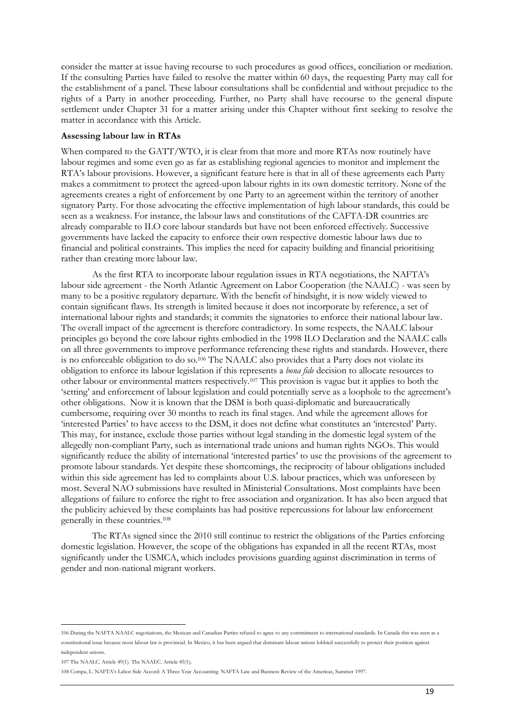consider the matter at issue having recourse to such procedures as good offices, conciliation or mediation. If the consulting Parties have failed to resolve the matter within 60 days, the requesting Party may call for the establishment of a panel. These labour consultations shall be confidential and without prejudice to the rights of a Party in another proceeding. Further, no Party shall have recourse to the general dispute settlement under Chapter 31 for a matter arising under this Chapter without first seeking to resolve the matter in accordance with this Article.

**Assessing labour law in RTAs**

When compared to the GATT/WTO, it is clear from that more and more RTAs now routinely have labour regimes and some even go as far as establishing regional agencies to monitor and implement the RTA's labour provisions. However, a significant feature here is that in all of these agreements each Party makes a commitment to protect the agreed-upon labour rights in its own domestic territory. None of the agreements creates a right of enforcement by one Party to an agreement within the territory of another signatory Party. For those advocating the effective implementation of high labour standards, this could be seen as a weakness. For instance, the labour laws and constitutions of the CAFTA-DR countries are already comparable to ILO core labour standards but have not been enforced effectively. Successive governments have lacked the capacity to enforce their own respective domestic labour laws due to financial and political constraints. This implies the need for capacity building and financial prioritising rather than creating more labour law.

As the first RTA to incorporate labour regulation issues in RTA negotiations, the NAFTA's labour side agreement - the North Atlantic Agreement on Labor Cooperation (the NAALC) - was seen by many to be a positive regulatory departure. With the benefit of hindsight, it is now widely viewed to contain significant flaws. Its strength is limited because it does not incorporate by reference, a set of international labour rights and standards; it commits the signatories to enforce their national labour law. The overall impact of the agreement is therefore contradictory. In some respects, the NAALC labour principles go beyond the core labour rights embodied in the 1998 ILO Declaration and the NAALC calls on all three governments to improve performance referencing these rights and standards. However, there is no enforceable obligation to do so.[106] The NAALC also provides that a Party does not violate its obligation to enforce its labour legislation if this represents a *bona fide* decision to allocate resources to other labour or environmental matters respectively.[107] This provision is vague but it applies to both the 'setting' and enforcement of labour legislation and could potentially serve as a loophole to the agreement's other obligations. Now it is known that the DSM is both quasi-diplomatic and bureaucratically cumbersome, requiring over 30 months to reach its final stages. And while the agreement allows for 'interested Parties' to have access to the DSM, it does not define what constitutes an 'interested' Party. This may, for instance, exclude those parties without legal standing in the domestic legal system of the allegedly non-compliant Party, such as international trade unions and human rights NGOs. This would significantly reduce the ability of international 'interested parties' to use the provisions of the agreement to promote labour standards. Yet despite these shortcomings, the reciprocity of labour obligations included within this side agreement has led to complaints about U.S. labour practices, which was unforeseen by most. Several NAO submissions have resulted in Ministerial Consultations. Most complaints have been allegations of failure to enforce the right to free association and organization. It has also been argued that the publicity achieved by these complaints has had positive repercussions for labour law enforcement generally in these countries.[108]

The RTAs signed since the 2010 still continue to restrict the obligations of the Parties enforcing domestic legislation. However, the scope of the obligations has expanded in all the recent RTAs, most significantly under the USMCA, which includes provisions guarding against discrimination in terms of gender and non-national migrant workers.

---

106 During the NAFTA NAALC negotiations, the Mexican and Canadian Parties refused to agree to any commitment to international standards. In Canada this was seen as a constitutional issue because most labour law is provincial. In Mexico, it has been argued that dominant labour unions lobbied successfully to protect their position against independent unions.

107 The NAALC. Article 49(1). The NAAEC. Article 45(1);

108 Compa, L. NAFTA's Labor Side Accord: A Three-Year Accounting. NAFTA Law and Business Review of the Americas, Summer 1997.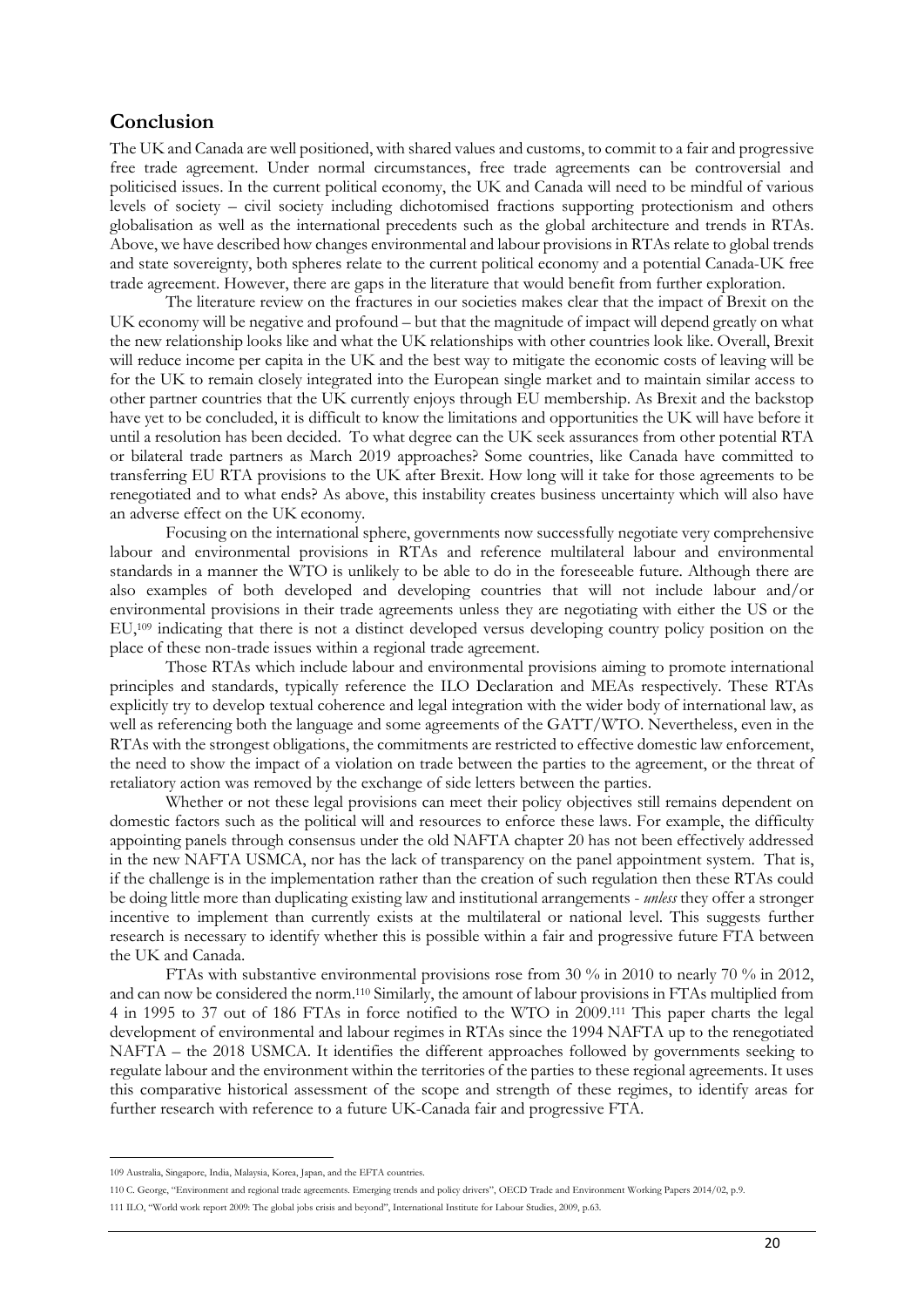## Conclusion

The UK and Canada are well positioned, with shared values and customs, to commit to a fair and progressive free trade agreement. Under normal circumstances, free trade agreements can be controversial and politicised issues. In the current political economy, the UK and Canada will need to be mindful of various levels of society – civil society including dichotomised fractions supporting protectionism and others globalisation as well as the international precedents such as the global architecture and trends in RTAs. Above, we have described how changes environmental and labour provisions in RTAs relate to global trends and state sovereignty, both spheres relate to the current political economy and a potential Canada-UK free trade agreement. However, there are gaps in the literature that would benefit from further exploration.

The literature review on the fractures in our societies makes clear that the impact of Brexit on the UK economy will be negative and profound – but that the magnitude of impact will depend greatly on what the new relationship looks like and what the UK relationships with other countries look like. Overall, Brexit will reduce income per capita in the UK and the best way to mitigate the economic costs of leaving will be for the UK to remain closely integrated into the European single market and to maintain similar access to other partner countries that the UK currently enjoys through EU membership. As Brexit and the backstop have yet to be concluded, it is difficult to know the limitations and opportunities the UK will have before it until a resolution has been decided. To what degree can the UK seek assurances from other potential RTA or bilateral trade partners as March 2019 approaches? Some countries, like Canada have committed to transferring EU RTA provisions to the UK after Brexit. How long will it take for those agreements to be renegotiated and to what ends? As above, this instability creates business uncertainty which will also have an adverse effect on the UK economy.

Focusing on the international sphere, governments now successfully negotiate very comprehensive labour and environmental provisions in RTAs and reference multilateral labour and environmental standards in a manner the WTO is unlikely to be able to do in the foreseeable future. Although there are also examples of both developed and developing countries that will not include labour and/or environmental provisions in their trade agreements unless they are negotiating with either the US or the EU,[109] indicating that there is not a distinct developed versus developing country policy position on the place of these non-trade issues within a regional trade agreement.

Those RTAs which include labour and environmental provisions aiming to promote international principles and standards, typically reference the ILO Declaration and MEAs respectively. These RTAs explicitly try to develop textual coherence and legal integration with the wider body of international law, as well as referencing both the language and some agreements of the GATT/WTO. Nevertheless, even in the RTAs with the strongest obligations, the commitments are restricted to effective domestic law enforcement, the need to show the impact of a violation on trade between the parties to the agreement, or the threat of retaliatory action was removed by the exchange of side letters between the parties.

Whether or not these legal provisions can meet their policy objectives still remains dependent on domestic factors such as the political will and resources to enforce these laws. For example, the difficulty appointing panels through consensus under the old NAFTA chapter 20 has not been effectively addressed in the new NAFTA USMCA, nor has the lack of transparency on the panel appointment system. That is, if the challenge is in the implementation rather than the creation of such regulation then these RTAs could be doing little more than duplicating existing law and institutional arrangements - *unless* they offer a stronger incentive to implement than currently exists at the multilateral or national level. This suggests further research is necessary to identify whether this is possible within a fair and progressive future FTA between the UK and Canada.

FTAs with substantive environmental provisions rose from 30 % in 2010 to nearly 70 % in 2012, and can now be considered the norm.[110] Similarly, the amount of labour provisions in FTAs multiplied from 4 in 1995 to 37 out of 186 FTAs in force notified to the WTO in 2009.[111] This paper charts the legal development of environmental and labour regimes in RTAs since the 1994 NAFTA up to the renegotiated NAFTA – the 2018 USMCA. It identifies the different approaches followed by governments seeking to regulate labour and the environment within the territories of the parties to these regional agreements. It uses this comparative historical assessment of the scope and strength of these regimes, to identify areas for further research with reference to a future UK-Canada fair and progressive FTA.

---

109 Australia, Singapore, India, Malaysia, Korea, Japan, and the EFTA countries.

110 C. George, "Environment and regional trade agreements. Emerging trends and policy drivers", OECD Trade and Environment Working Papers 2014/02, p.9.

111 ILO, "World work report 2009: The global jobs crisis and beyond", International Institute for Labour Studies, 2009, p.63.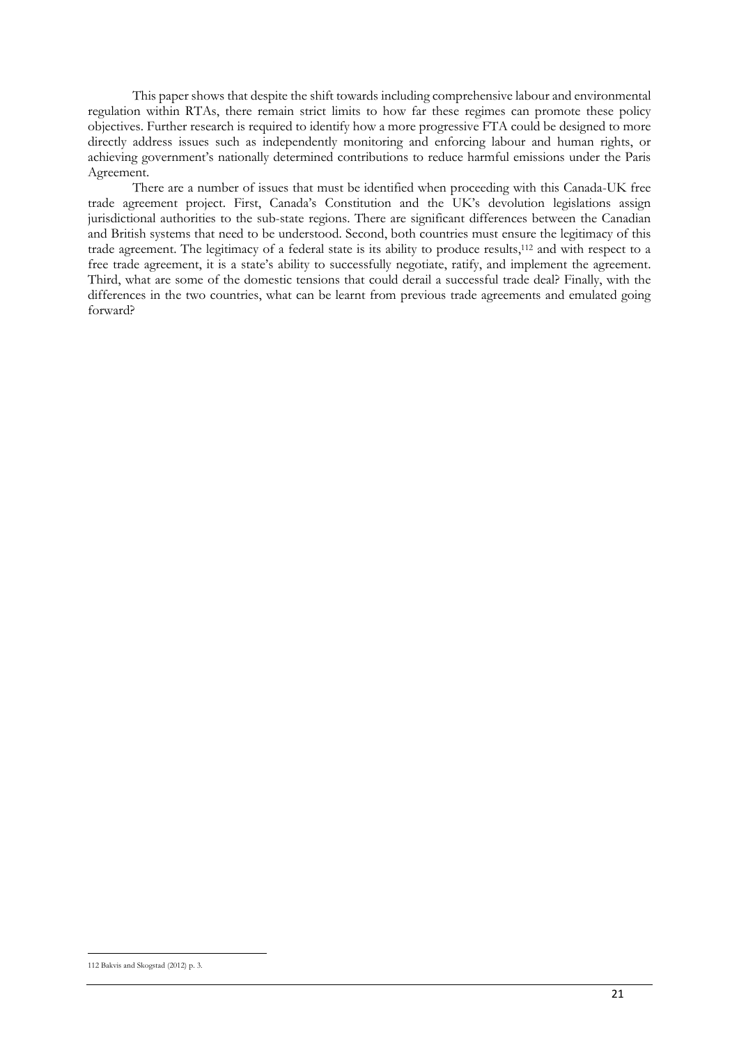This paper shows that despite the shift towards including comprehensive labour and environmental regulation within RTAs, there remain strict limits to how far these regimes can promote these policy objectives. Further research is required to identify how a more progressive FTA could be designed to more directly address issues such as independently monitoring and enforcing labour and human rights, or achieving government's nationally determined contributions to reduce harmful emissions under the Paris Agreement.

There are a number of issues that must be identified when proceeding with this Canada-UK free trade agreement project. First, Canada's Constitution and the UK's devolution legislations assign jurisdictional authorities to the sub-state regions. There are significant differences between the Canadian and British systems that need to be understood. Second, both countries must ensure the legitimacy of this trade agreement. The legitimacy of a federal state is its ability to produce results,[112] and with respect to a free trade agreement, it is a state's ability to successfully negotiate, ratify, and implement the agreement. Third, what are some of the domestic tensions that could derail a successful trade deal? Finally, with the differences in the two countries, what can be learnt from previous trade agreements and emulated going forward?

---

112 Bakvis and Skogstad (2012) p. 3.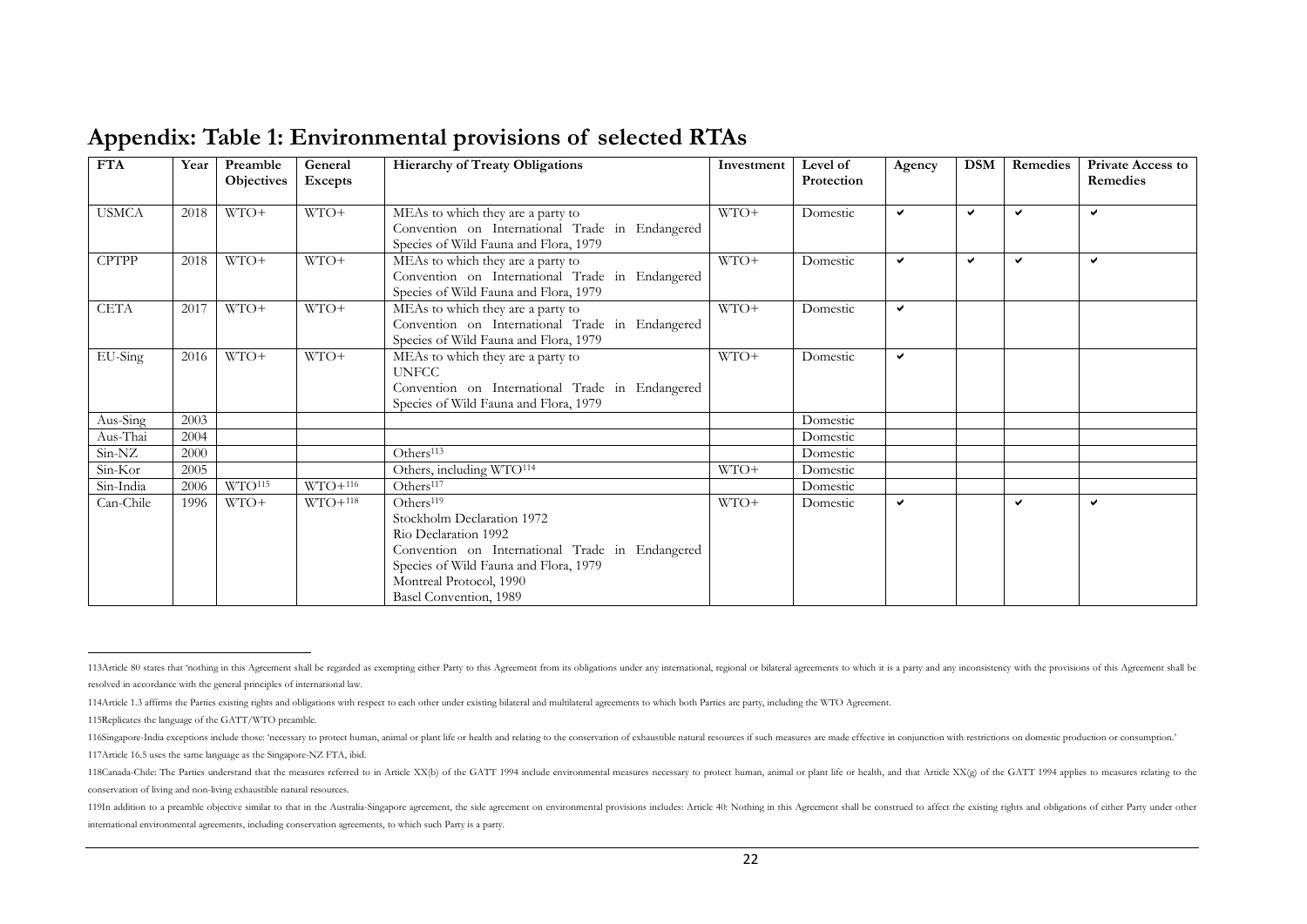## Appendix: Table 1: Environmental provisions of selected RTAs

| FTA | Year | Preamble Objectives | General Excepts | Hierarchy of Treaty Obligations | Investment | Level of Protection | Agency | DSM | Remedies | Private Access to Remedies |
|---|---|---|---|---|---|---|---|---|---|---|
| USMCA | 2018 | WTO+ | WTO+ | MEAs to which they are a party to<br>Convention on International Trade in Endangered Species of Wild Fauna and Flora, 1979 | WTO+ | Domestic | ✔ | ✔ | ✔ | ✔ |
| CPTPP | 2018 | WTO+ | WTO+ | MEAs to which they are a party to<br>Convention on International Trade in Endangered Species of Wild Fauna and Flora, 1979 | WTO+ | Domestic | ✔ | ✔ | ✔ | ✔ |
| CETA | 2017 | WTO+ | WTO+ | MEAs to which they are a party to<br>Convention on International Trade in Endangered Species of Wild Fauna and Flora, 1979 | WTO+ | Domestic | ✔ | | | |
| EU-Sing | 2016 | WTO+ | WTO+ | MEAs to which they are a party to<br>UNFCC<br>Convention on International Trade in Endangered Species of Wild Fauna and Flora, 1979 | WTO+ | Domestic | ✔ | | | |
| Aus-Sing | 2003 | | | | | Domestic | | | | |
| Aus-Thai | 2004 | | | | | Domestic | | | | |
| Sin-NZ | 2000 | | | Others[113] | | Domestic | | | | |
| Sin-Kor | 2005 | | | Others, including WTO[114] | WTO+ | Domestic | | | | |
| Sin-India | 2006 | WTO[115] | WTO+[116] | Others[117] | | Domestic | | | | |
| Can-Chile | 1996 | WTO+ | WTO+[118] | Others[119]<br>Stockholm Declaration 1972<br>Rio Declaration 1992<br>Convention on International Trade in Endangered Species of Wild Fauna and Flora, 1979<br>Montreal Protocol, 1990<br>Basel Convention, 1989 | WTO+ | Domestic | ✔ | | ✔ | ✔ |

113Article 80 states that 'nothing in this Agreement shall be regarded as exempting either Party to this Agreement from its obligations under any international, regional or bilateral agreements to which it is a party and any inconsistency with the provisions of this Agreement shall be resolved in accordance with the general principles of international law.

114Article 1.3 affirms the Parties existing rights and obligations with respect to each other under existing bilateral and multilateral agreements to which both Parties are party, including the WTO Agreement.

115Replicates the language of the GATT/WTO preamble.

116Singapore-India exceptions include those: 'necessary to protect human, animal or plant life or health and relating to the conservation of exhaustible natural resources if such measures are made effective in conjunction with restrictions on domestic production or consumption.'

117Article 16.5 uses the same language as the Singapore-NZ FTA, ibid.

118Canada-Chile: The Parties understand that the measures referred to in Article XX(b) of the GATT 1994 include environmental measures necessary to protect human, animal or plant life or health, and that Article XX(g) of the GATT 1994 applies to measures relating to the conservation of living and non-living exhaustible natural resources.

119In addition to a preamble objective similar to that in the Australia-Singapore agreement, the side agreement on environmental provisions includes: Article 40: Nothing in this Agreement shall be construed to affect the existing rights and obligations of either Party under other international environmental agreements, including conservation agreements, to which such Party is a party.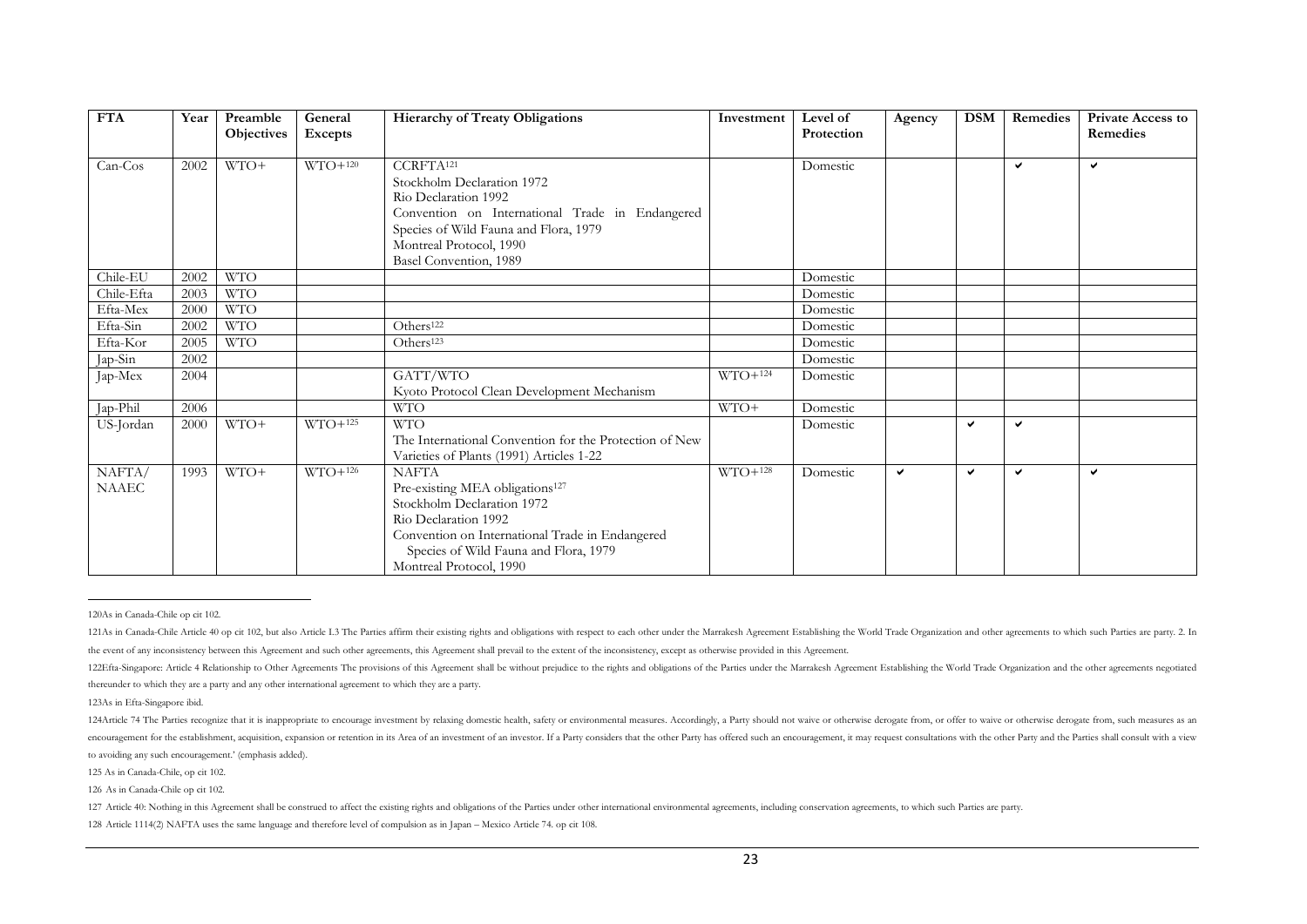| FTA | Year | Preamble Objectives | General Excepts | Hierarchy of Treaty Obligations | Investment | Level of Protection | Agency | DSM | Remedies | Private Access to Remedies |
|---|---|---|---|---|---|---|---|---|---|---|
| Can-Cos | 2002 | WTO+ | WTO+[120] | CCRFTA[121]<br>Stockholm Declaration 1972<br>Rio Declaration 1992<br>Convention on International Trade in Endangered Species of Wild Fauna and Flora, 1979<br>Montreal Protocol, 1990<br>Basel Convention, 1989 | | Domestic | | | ✔ | ✔ |
| Chile-EU | 2002 | WTO | | | | Domestic | | | | |
| Chile-Efta | 2003 | WTO | | | | Domestic | | | | |
| Efta-Mex | 2000 | WTO | | | | Domestic | | | | |
| Efta-Sin | 2002 | WTO | | Others[122] | | Domestic | | | | |
| Efta-Kor | 2005 | WTO | | Others[123] | | Domestic | | | | |
| Jap-Sin | 2002 | | | | | Domestic | | | | |
| Jap-Mex | 2004 | | | GATT/WTO<br>Kyoto Protocol Clean Development Mechanism | WTO+[124] | Domestic | | | | |
| Jap-Phil | 2006 | | | WTO | WTO+ | Domestic | | | | |
| US-Jordan | 2000 | WTO+ | WTO+[125] | WTO<br>The International Convention for the Protection of New Varieties of Plants (1991) Articles 1-22 | | Domestic | | ✔ | ✔ | |
| NAFTA/ NAAEC | 1993 | WTO+ | WTO+[126] | NAFTA<br>Pre-existing MEA obligations[127]<br>Stockholm Declaration 1972<br>Rio Declaration 1992<br>Convention on International Trade in Endangered Species of Wild Fauna and Flora, 1979<br>Montreal Protocol, 1990 | WTO+[128] | Domestic | ✔ | ✔ | ✔ | ✔ |

---

120As in Canada-Chile op cit 102.

121As in Canada-Chile Article 40 op cit 102, but also Article I.3 The Parties affirm their existing rights and obligations with respect to each other under the Marrakesh Agreement Establishing the World Trade Organization and other agreements to which such Parties are party. 2. In the event of any inconsistency between this Agreement and such other agreements, this Agreement shall prevail to the extent of the inconsistency, except as otherwise provided in this Agreement.

122Efta-Singapore: Article 4 Relationship to Other Agreements The provisions of this Agreement shall be without prejudice to the rights and obligations of the Parties under the Marrakesh Agreement Establishing the World Trade Organization and the other agreements negotiated thereunder to which they are a party and any other international agreement to which they are a party.

123As in Efta-Singapore ibid.

124Article 74 The Parties recognize that it is inappropriate to encourage investment by relaxing domestic health, safety or environmental measures. Accordingly, a Party should not waive or otherwise derogate from, or offer to waive or otherwise derogate from, such measures as an encouragement for the establishment, acquisition, expansion or retention in its Area of an investment of an investor. If a Party considers that the other Party has offered such an encouragement, it may request consultations with the other Party and the Parties shall consult with a view to avoiding any such encouragement.' (emphasis added).

125 As in Canada-Chile, op cit 102.

126 As in Canada-Chile op cit 102.

127 Article 40: Nothing in this Agreement shall be construed to affect the existing rights and obligations of the Parties under other international environmental agreements, including conservation agreements, to which such Parties are party.

128 Article 1114(2) NAFTA uses the same language and therefore level of compulsion as in Japan – Mexico Article 74. op cit 108.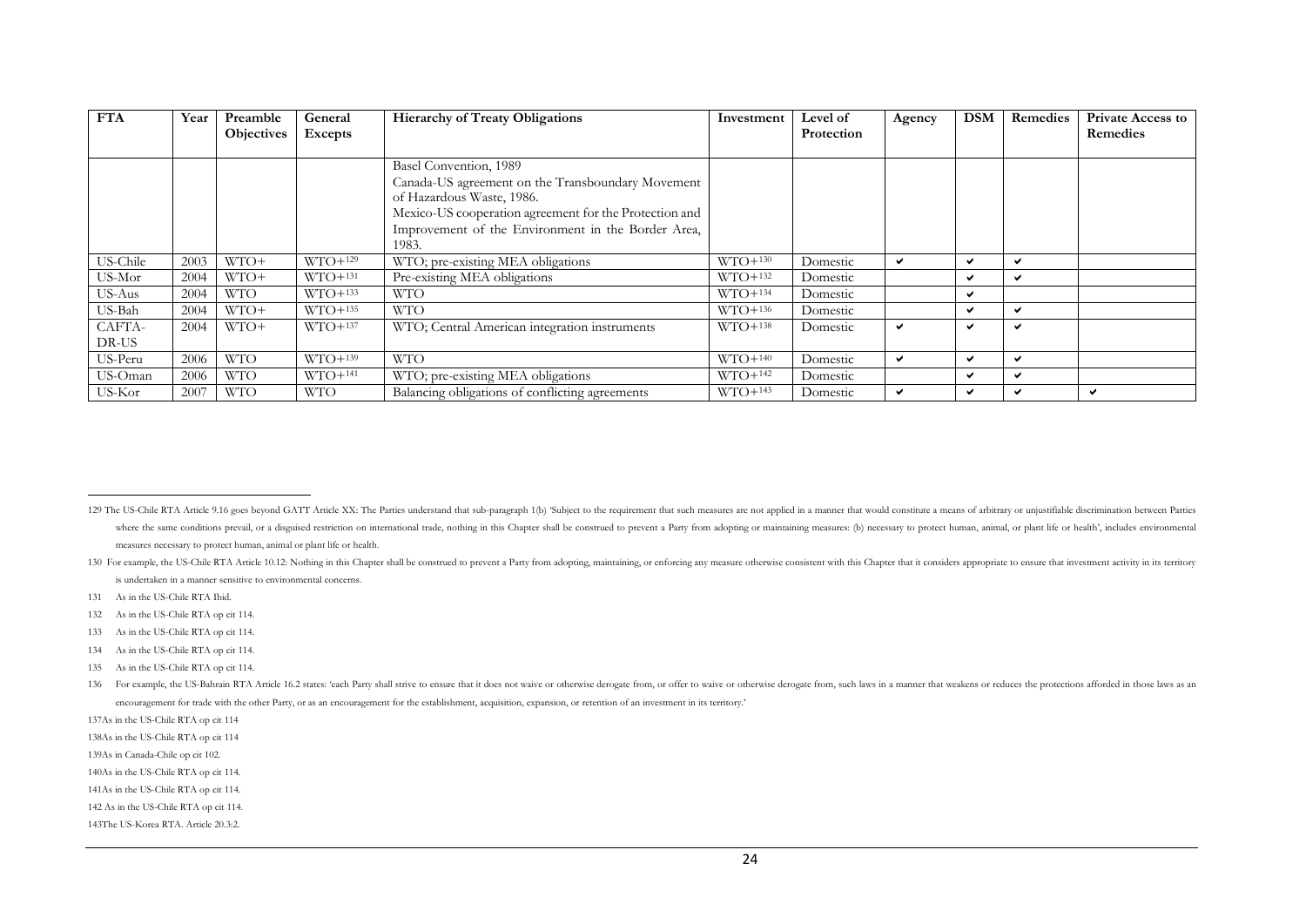| FTA | Year | Preamble Objectives | General Excepts | Hierarchy of Treaty Obligations | Investment | Level of Protection | Agency | DSM | Remedies | Private Access to Remedies |
|---|---|---|---|---|---|---|---|---|---|---|
| | | | | Basel Convention, 1989<br>Canada-US agreement on the Transboundary Movement of Hazardous Waste, 1986.<br>Mexico-US cooperation agreement for the Protection and Improvement of the Environment in the Border Area, 1983. | | | | | | |
| US-Chile | 2003 | WTO+ | WTO+[129] | WTO; pre-existing MEA obligations | WTO+[130] | Domestic | ✔ | ✔ | ✔ | |
| US-Mor | 2004 | WTO+ | WTO+[131] | Pre-existing MEA obligations | WTO+[132] | Domestic | | ✔ | ✔ | |
| US-Aus | 2004 | WTO | WTO+[133] | WTO | WTO+[134] | Domestic | | ✔ | | |
| US-Bah | 2004 | WTO+ | WTO+[135] | WTO | WTO+[136] | Domestic | | ✔ | ✔ | |
| CAFTA-DR-US | 2004 | WTO+ | WTO+[137] | WTO; Central American integration instruments | WTO+[138] | Domestic | ✔ | ✔ | ✔ | |
| US-Peru | 2006 | WTO | WTO+[139] | WTO | WTO+[140] | Domestic | ✔ | ✔ | ✔ | |
| US-Oman | 2006 | WTO | WTO+[141] | WTO; pre-existing MEA obligations | WTO+[142] | Domestic | | ✔ | ✔ | |
| US-Kor | 2007 | WTO | WTO | Balancing obligations of conflicting agreements | WTO+[143] | Domestic | ✔ | ✔ | ✔ | ✔ |

---

129 The US-Chile RTA Article 9.16 goes beyond GATT Article XX: The Parties understand that sub-paragraph 1(b) 'Subject to the requirement that such measures are not applied in a manner that would constitute a means of arbitrary or unjustifiable discrimination between Parties where the same conditions prevail, or a disguised restriction on international trade, nothing in this Chapter shall be construed to prevent a Party from adopting or maintaining measures: (b) necessary to protect human, animal, or plant life or health', includes environmental measures necessary to protect human, animal or plant life or health.

130 For example, the US-Chile RTA Article 10.12: Nothing in this Chapter shall be construed to prevent a Party from adopting, maintaining, or enforcing any measure otherwise consistent with this Chapter that it considers appropriate to ensure that investment activity in its territory is undertaken in a manner sensitive to environmental concerns.

131 As in the US-Chile RTA Ibid.

132 As in the US-Chile RTA op cit 114.

133 As in the US-Chile RTA op cit 114.

134 As in the US-Chile RTA op cit 114.

135 As in the US-Chile RTA op cit 114.

136 For example, the US-Bahrain RTA Article 16.2 states: 'each Party shall strive to ensure that it does not waive or otherwise derogate from, or offer to waive or otherwise derogate from, such laws in a manner that weakens or reduces the protections afforded in those laws as an encouragement for trade with the other Party, or as an encouragement for the establishment, acquisition, expansion, or retention of an investment in its territory.'

137As in the US-Chile RTA op cit 114

138As in the US-Chile RTA op cit 114

139As in Canada-Chile op cit 102.

140As in the US-Chile RTA op cit 114.

141As in the US-Chile RTA op cit 114.

142 As in the US-Chile RTA op cit 114.

143The US-Korea RTA. Article 20.3:2.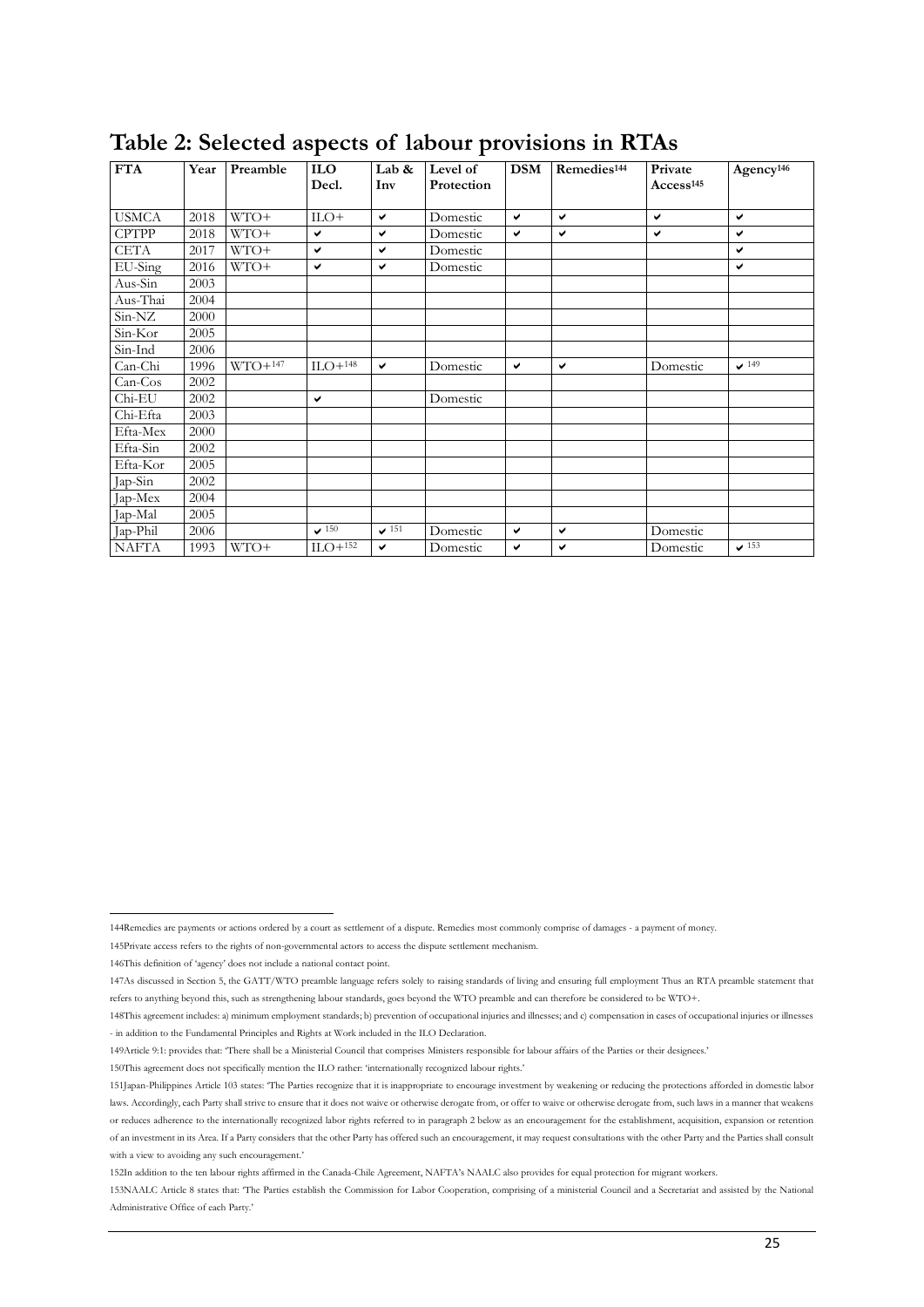# Table 2: Selected aspects of labour provisions in RTAs

| FTA | Year | Preamble | ILO Decl. | Lab & Inv | Level of Protection | DSM | Remedies[144] | Private Access[145] | Agency[146] |
|---|---|---|---|---|---|---|---|---|---|
| USMCA | 2018 | WTO+ | ILO+ | ✔ | Domestic | ✔ | ✔ | ✔ | ✔ |
| CPTPP | 2018 | WTO+ | ✔ | ✔ | Domestic | ✔ | ✔ | ✔ | ✔ |
| CETA | 2017 | WTO+ | ✔ | ✔ | Domestic | | | | ✔ |
| EU-Sing | 2016 | WTO+ | ✔ | ✔ | Domestic | | | | ✔ |
| Aus-Sin | 2003 | | | | | | | | |
| Aus-Thai | 2004 | | | | | | | | |
| Sin-NZ | 2000 | | | | | | | | |
| Sin-Kor | 2005 | | | | | | | | |
| Sin-Ind | 2006 | | | | | | | | |
| Can-Chi | 1996 | WTO+[147] | ILO+[148] | ✔ | Domestic | ✔ | ✔ | Domestic | ✔[149] |
| Can-Cos | 2002 | | | | | | | | |
| Chi-EU | 2002 | | ✔ | | Domestic | | | | |
| Chi-Efta | 2003 | | | | | | | | |
| Efta-Mex | 2000 | | | | | | | | |
| Efta-Sin | 2002 | | | | | | | | |
| Efta-Kor | 2005 | | | | | | | | |
| Jap-Sin | 2002 | | | | | | | | |
| Jap-Mex | 2004 | | | | | | | | |
| Jap-Mal | 2005 | | | | | | | | |
| Jap-Phil | 2006 | | ✔[150] | ✔[151] | Domestic | ✔ | ✔ | Domestic | |
| NAFTA | 1993 | WTO+ | ILO+[152] | ✔ | Domestic | ✔ | ✔ | Domestic | ✔[153] |

144Remedies are payments or actions ordered by a court as settlement of a dispute. Remedies most commonly comprise of damages - a payment of money.

145Private access refers to the rights of non-governmental actors to access the dispute settlement mechanism.

146This definition of 'agency' does not include a national contact point.

147As discussed in Section 5, the GATT/WTO preamble language refers solely to raising standards of living and ensuring full employment Thus an RTA preamble statement that refers to anything beyond this, such as strengthening labour standards, goes beyond the WTO preamble and can therefore be considered to be WTO+.

148This agreement includes: a) minimum employment standards; b) prevention of occupational injuries and illnesses; and c) compensation in cases of occupational injuries or illnesses - in addition to the Fundamental Principles and Rights at Work included in the ILO Declaration.

149Article 9:1: provides that: 'There shall be a Ministerial Council that comprises Ministers responsible for labour affairs of the Parties or their designees.'

150This agreement does not specifically mention the ILO rather: 'internationally recognized labour rights.'

151Japan-Philippines Article 103 states: 'The Parties recognize that it is inappropriate to encourage investment by weakening or reducing the protections afforded in domestic labor laws. Accordingly, each Party shall strive to ensure that it does not waive or otherwise derogate from, or offer to waive or otherwise derogate from, such laws in a manner that weakens or reduces adherence to the internationally recognized labor rights referred to in paragraph 2 below as an encouragement for the establishment, acquisition, expansion or retention of an investment in its Area. If a Party considers that the other Party has offered such an encouragement, it may request consultations with the other Party and the Parties shall consult with a view to avoiding any such encouragement.'

152In addition to the ten labour rights affirmed in the Canada-Chile Agreement, NAFTA's NAALC also provides for equal protection for migrant workers.

153NAALC Article 8 states that: 'The Parties establish the Commission for Labor Cooperation, comprising of a ministerial Council and a Secretariat and assisted by the National Administrative Office of each Party.'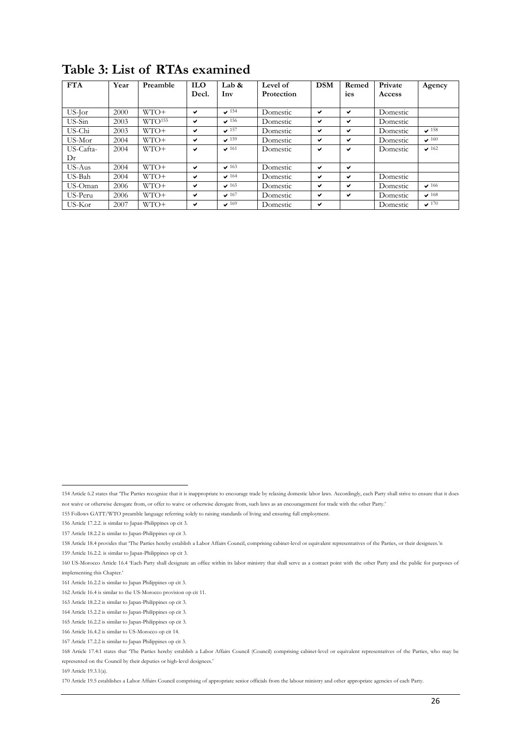## Table 3: List of RTAs examined

| FTA | Year | Preamble | ILO Decl. | Lab & Inv | Level of Protection | DSM | Remedies | Private Access | Agency |
|---|---|---|---|---|---|---|---|---|---|
| US-Jor | 2000 | WTO+ | ✔ | ✔ [154] | Domestic | ✔ | ✔ | Domestic | |
| US-Sin | 2003 | WTO[155] | ✔ | ✔ [156] | Domestic | ✔ | ✔ | Domestic | |
| US-Chi | 2003 | WTO+ | ✔ | ✔ [157] | Domestic | ✔ | ✔ | Domestic | ✔ [158] |
| US-Mor | 2004 | WTO+ | ✔ | ✔ [159] | Domestic | ✔ | ✔ | Domestic | ✔ [160] |
| US-Cafta-Dr | 2004 | WTO+ | ✔ | ✔ [161] | Domestic | ✔ | ✔ | Domestic | ✔ [162] |
| US-Aus | 2004 | WTO+ | ✔ | ✔ [163] | Domestic | ✔ | ✔ | | |
| US-Bah | 2004 | WTO+ | ✔ | ✔ [164] | Domestic | ✔ | ✔ | Domestic | |
| US-Oman | 2006 | WTO+ | ✔ | ✔ [165] | Domestic | ✔ | ✔ | Domestic | ✔ [166] |
| US-Peru | 2006 | WTO+ | ✔ | ✔ [167] | Domestic | ✔ | ✔ | Domestic | ✔ [168] |
| US-Kor | 2007 | WTO+ | ✔ | ✔ [169] | Domestic | ✔ | | Domestic | ✔ [170] |

154 Article 6.2 states that 'The Parties recognize that it is inappropriate to encourage trade by relaxing domestic labor laws. Accordingly, each Party shall strive to ensure that it does not waive or otherwise derogate from, or offer to waive or otherwise derogate from, such laws as an encouragement for trade with the other Party.'

155 Follows GATT/WTO preamble language referring solely to raising standards of living and ensuring full employment.

156 Article 17.2.2. is similar to Japan-Philippines op cit 3.

157 Article 18.2.2 is similar to Japan-Philippines op cit 3.

158 Article 18.4 provides that 'The Parties hereby establish a Labor Affairs Council, comprising cabinet-level or equivalent representatives of the Parties, or their designees.'n

159 Article 16.2.2. is similar to Japan-Philippines op cit 3.

160 US-Morocco Article 16.4 'Each Party shall designate an office within its labor ministry that shall serve as a contact point with the other Party and the public for purposes of implementing this Chapter.'

161 Article 16.2.2 is similar to Japan Philippines op cit 3.

162 Article 16.4 is similar to the US-Morocco provision op cit 11.

163 Article 18.2.2 is similar to Japan-Philippines op cit 3.

164 Article 15.2.2 is similar to Japan-Philippines op cit 3.

165 Article 16.2.2 is similar to Japan-Philippines op cit 3.

166 Article 16.4.2 is similar to US-Morocco op cit 14.

167 Article 17.2.2 is similar to Japan Philippines op cit 3.

168 Article 17.4:1 states that 'The Parties hereby establish a Labor Affairs Council (Council) comprising cabinet-level or equivalent representatives of the Parties, who may be represented on the Council by their deputies or high-level designees.'

169 Article 19.3.1(a).

170 Article 19.5 establishes a Labor Affairs Council comprising of appropriate senior officials from the labour ministry and other appropriate agencies of each Party.